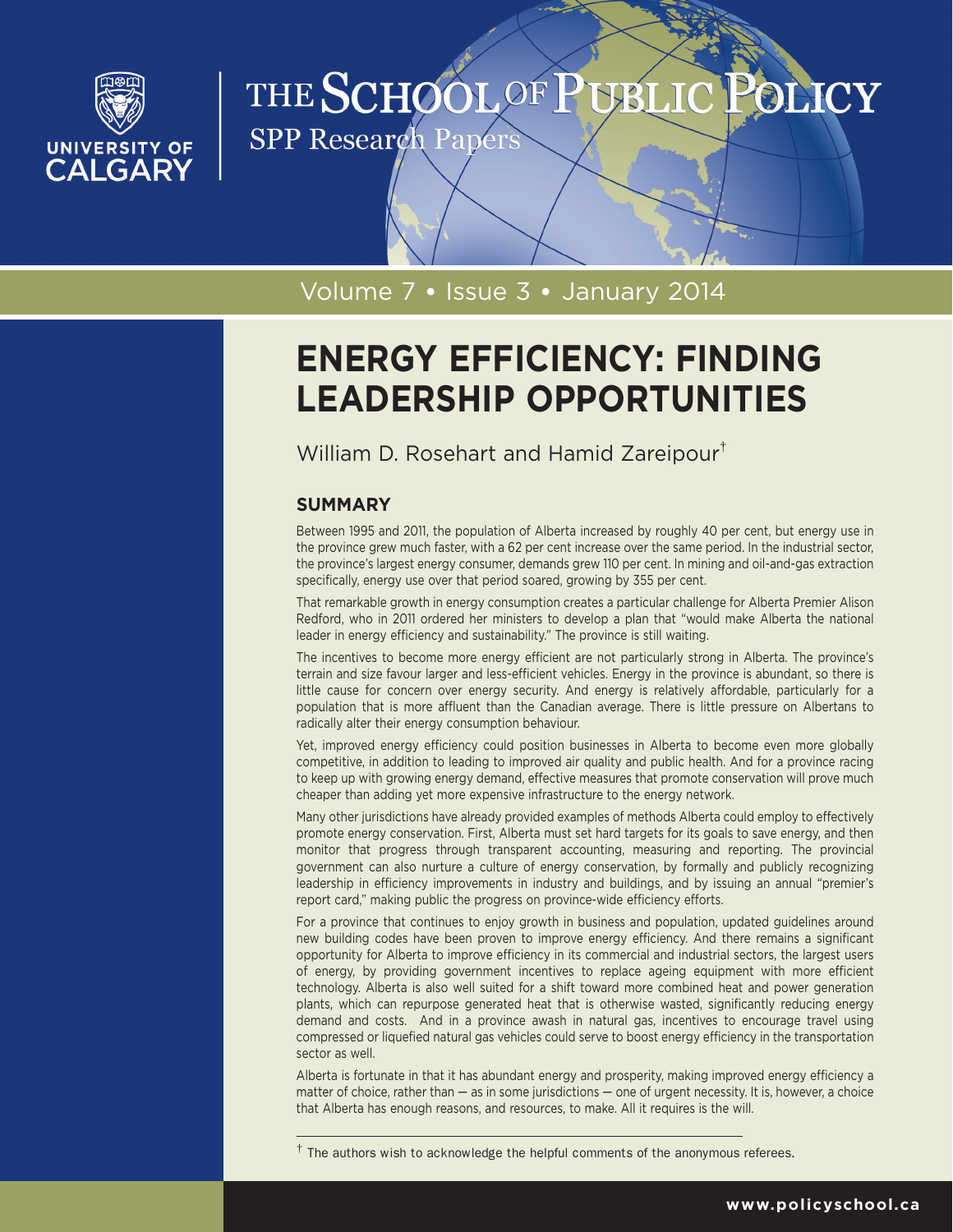THE SCHOOL OF PUBLIC POLICY

SPP Research Papers

Volume 7 • Issue 3 • January 2014

# ENERGY EFFICIENCY: FINDING LEADERSHIP OPPORTUNITIES

William D. Rosehart and Hamid Zareipour[†]

## SUMMARY

Between 1995 and 2011, the population of Alberta increased by roughly 40 per cent, but energy use in the province grew much faster, with a 62 per cent increase over the same period. In the industrial sector, the province's largest energy consumer, demands grew 110 per cent. In mining and oil-and-gas extraction specifically, energy use over that period soared, growing by 355 per cent.

That remarkable growth in energy consumption creates a particular challenge for Alberta Premier Alison Redford, who in 2011 ordered her ministers to develop a plan that "would make Alberta the national leader in energy efficiency and sustainability." The province is still waiting.

The incentives to become more energy efficient are not particularly strong in Alberta. The province's terrain and size favour larger and less-efficient vehicles. Energy in the province is abundant, so there is little cause for concern over energy security. And energy is relatively affordable, particularly for a population that is more affluent than the Canadian average. There is little pressure on Albertans to radically alter their energy consumption behaviour.

Yet, improved energy efficiency could position businesses in Alberta to become even more globally competitive, in addition to leading to improved air quality and public health. And for a province racing to keep up with growing energy demand, effective measures that promote conservation will prove much cheaper than adding yet more expensive infrastructure to the energy network.

Many other jurisdictions have already provided examples of methods Alberta could employ to effectively promote energy conservation. First, Alberta must set hard targets for its goals to save energy, and then monitor that progress through transparent accounting, measuring and reporting. The provincial government can also nurture a culture of energy conservation, by formally and publicly recognizing leadership in efficiency improvements in industry and buildings, and by issuing an annual "premier's report card," making public the progress on province-wide efficiency efforts.

For a province that continues to enjoy growth in business and population, updated guidelines around new building codes have been proven to improve energy efficiency. And there remains a significant opportunity for Alberta to improve efficiency in its commercial and industrial sectors, the largest users of energy, by providing government incentives to replace ageing equipment with more efficient technology. Alberta is also well suited for a shift toward more combined heat and power generation plants, which can repurpose generated heat that is otherwise wasted, significantly reducing energy demand and costs. And in a province awash in natural gas, incentives to encourage travel using compressed or liquefied natural gas vehicles could serve to boost energy efficiency in the transportation sector as well.

Alberta is fortunate in that it has abundant energy and prosperity, making improved energy efficiency a matter of choice, rather than — as in some jurisdictions — one of urgent necessity. It is, however, a choice that Alberta has enough reasons, and resources, to make. All it requires is the will.

[†] The authors wish to acknowledge the helpful comments of the anonymous referees.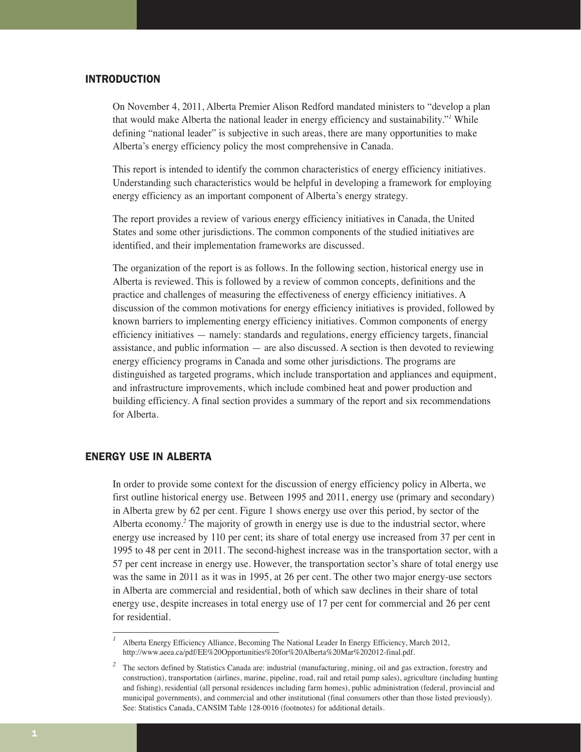## INTRODUCTION

On November 4, 2011, Alberta Premier Alison Redford mandated ministers to "develop a plan that would make Alberta the national leader in energy efficiency and sustainability."[1] While defining "national leader" is subjective in such areas, there are many opportunities to make Alberta's energy efficiency policy the most comprehensive in Canada.

This report is intended to identify the common characteristics of energy efficiency initiatives. Understanding such characteristics would be helpful in developing a framework for employing energy efficiency as an important component of Alberta's energy strategy.

The report provides a review of various energy efficiency initiatives in Canada, the United States and some other jurisdictions. The common components of the studied initiatives are identified, and their implementation frameworks are discussed.

The organization of the report is as follows. In the following section, historical energy use in Alberta is reviewed. This is followed by a review of common concepts, definitions and the practice and challenges of measuring the effectiveness of energy efficiency initiatives. A discussion of the common motivations for energy efficiency initiatives is provided, followed by known barriers to implementing energy efficiency initiatives. Common components of energy efficiency initiatives — namely: standards and regulations, energy efficiency targets, financial assistance, and public information — are also discussed. A section is then devoted to reviewing energy efficiency programs in Canada and some other jurisdictions. The programs are distinguished as targeted programs, which include transportation and appliances and equipment, and infrastructure improvements, which include combined heat and power production and building efficiency. A final section provides a summary of the report and six recommendations for Alberta.

## ENERGY USE IN ALBERTA

In order to provide some context for the discussion of energy efficiency policy in Alberta, we first outline historical energy use. Between 1995 and 2011, energy use (primary and secondary) in Alberta grew by 62 per cent. Figure 1 shows energy use over this period, by sector of the Alberta economy.[2] The majority of growth in energy use is due to the industrial sector, where energy use increased by 110 per cent; its share of total energy use increased from 37 per cent in 1995 to 48 per cent in 2011. The second-highest increase was in the transportation sector, with a 57 per cent increase in energy use. However, the transportation sector's share of total energy use was the same in 2011 as it was in 1995, at 26 per cent. The other two major energy-use sectors in Alberta are commercial and residential, both of which saw declines in their share of total energy use, despite increases in total energy use of 17 per cent for commercial and 26 per cent for residential.

---

[1] Alberta Energy Efficiency Alliance, Becoming The National Leader In Energy Efficiency, March 2012, http://www.aeea.ca/pdf/EE%20Opportunities%20for%20Alberta%20Mar%202012-final.pdf.

[2] The sectors defined by Statistics Canada are: industrial (manufacturing, mining, oil and gas extraction, forestry and construction), transportation (airlines, marine, pipeline, road, rail and retail pump sales), agriculture (including hunting and fishing), residential (all personal residences including farm homes), public administration (federal, provincial and municipal governments), and commercial and other institutional (final consumers other than those listed previously). See: Statistics Canada, CANSIM Table 128-0016 (footnotes) for additional details.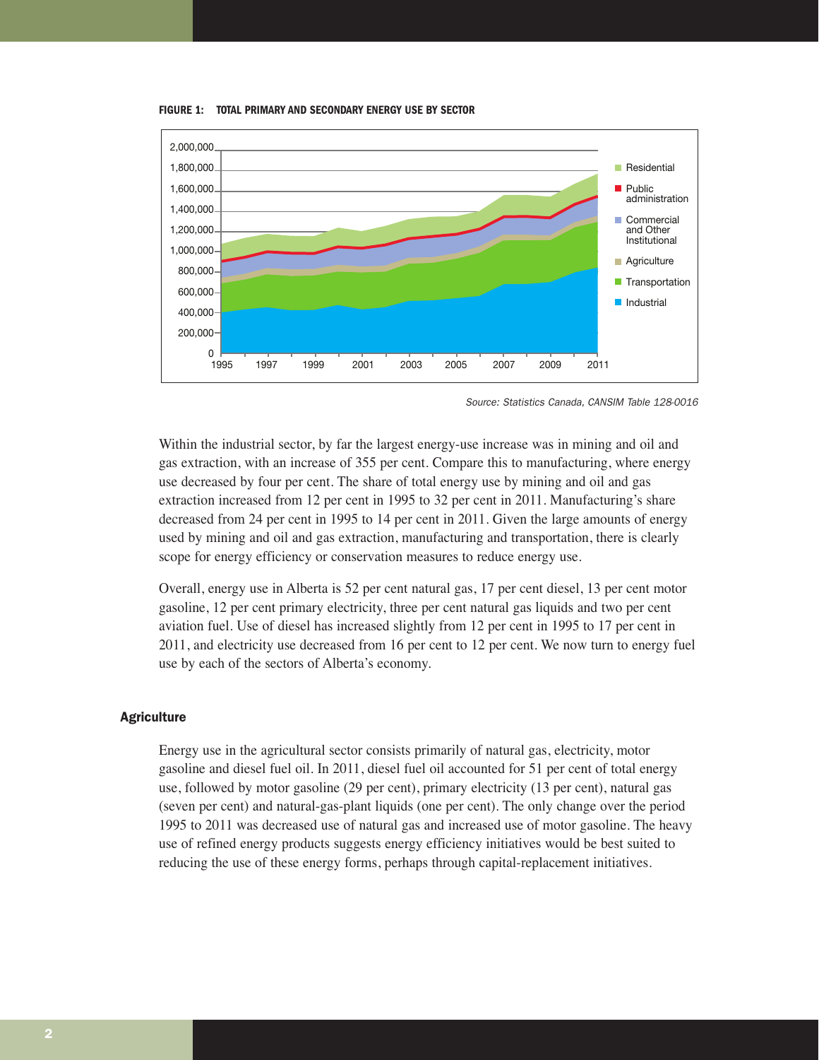**FIGURE 1: TOTAL PRIMARY AND SECONDARY ENERGY USE BY SECTOR**

*Source: Statistics Canada, CANSIM Table 128-0016*

Within the industrial sector, by far the largest energy-use increase was in mining and oil and gas extraction, with an increase of 355 per cent. Compare this to manufacturing, where energy use decreased by four per cent. The share of total energy use by mining and oil and gas extraction increased from 12 per cent in 1995 to 32 per cent in 2011. Manufacturing's share decreased from 24 per cent in 1995 to 14 per cent in 2011. Given the large amounts of energy used by mining and oil and gas extraction, manufacturing and transportation, there is clearly scope for energy efficiency or conservation measures to reduce energy use.

Overall, energy use in Alberta is 52 per cent natural gas, 17 per cent diesel, 13 per cent motor gasoline, 12 per cent primary electricity, three per cent natural gas liquids and two per cent aviation fuel. Use of diesel has increased slightly from 12 per cent in 1995 to 17 per cent in 2011, and electricity use decreased from 16 per cent to 12 per cent. We now turn to energy fuel use by each of the sectors of Alberta's economy.

## Agriculture

Energy use in the agricultural sector consists primarily of natural gas, electricity, motor gasoline and diesel fuel oil. In 2011, diesel fuel oil accounted for 51 per cent of total energy use, followed by motor gasoline (29 per cent), primary electricity (13 per cent), natural gas (seven per cent) and natural-gas-plant liquids (one per cent). The only change over the period 1995 to 2011 was decreased use of natural gas and increased use of motor gasoline. The heavy use of refined energy products suggests energy efficiency initiatives would be best suited to reducing the use of these energy forms, perhaps through capital-replacement initiatives.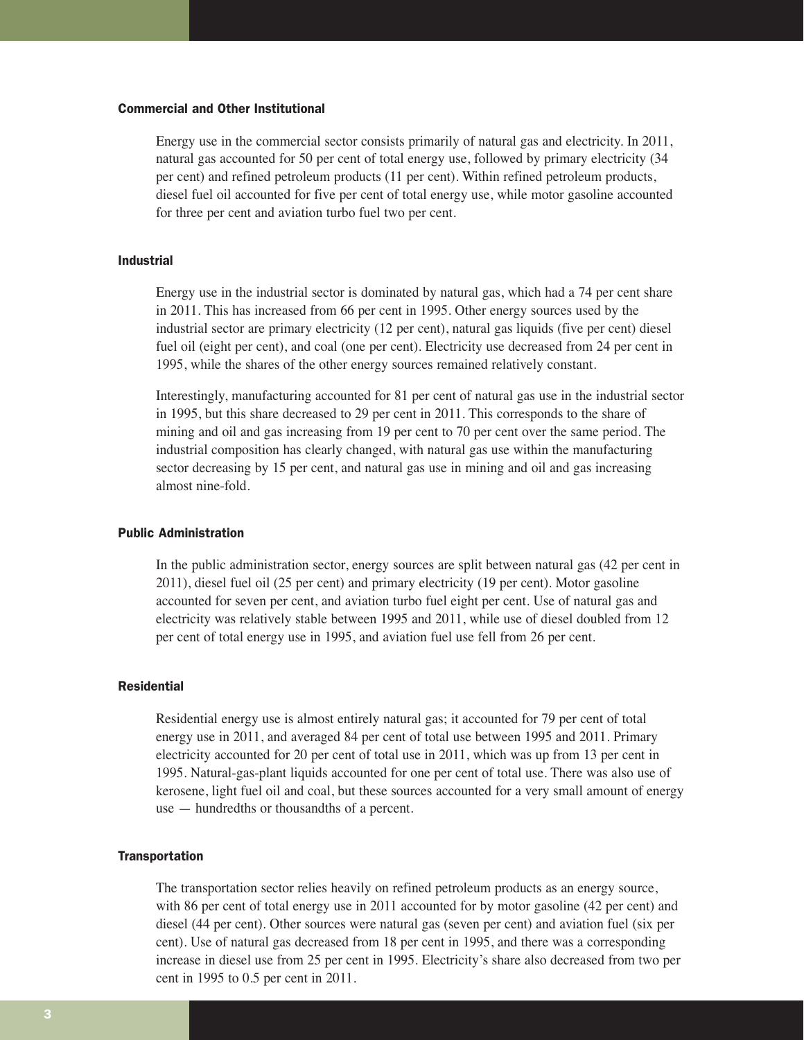### Commercial and Other Institutional

Energy use in the commercial sector consists primarily of natural gas and electricity. In 2011, natural gas accounted for 50 per cent of total energy use, followed by primary electricity (34 per cent) and refined petroleum products (11 per cent). Within refined petroleum products, diesel fuel oil accounted for five per cent of total energy use, while motor gasoline accounted for three per cent and aviation turbo fuel two per cent.

### Industrial

Energy use in the industrial sector is dominated by natural gas, which had a 74 per cent share in 2011. This has increased from 66 per cent in 1995. Other energy sources used by the industrial sector are primary electricity (12 per cent), natural gas liquids (five per cent) diesel fuel oil (eight per cent), and coal (one per cent). Electricity use decreased from 24 per cent in 1995, while the shares of the other energy sources remained relatively constant.

Interestingly, manufacturing accounted for 81 per cent of natural gas use in the industrial sector in 1995, but this share decreased to 29 per cent in 2011. This corresponds to the share of mining and oil and gas increasing from 19 per cent to 70 per cent over the same period. The industrial composition has clearly changed, with natural gas use within the manufacturing sector decreasing by 15 per cent, and natural gas use in mining and oil and gas increasing almost nine-fold.

### Public Administration

In the public administration sector, energy sources are split between natural gas (42 per cent in 2011), diesel fuel oil (25 per cent) and primary electricity (19 per cent). Motor gasoline accounted for seven per cent, and aviation turbo fuel eight per cent. Use of natural gas and electricity was relatively stable between 1995 and 2011, while use of diesel doubled from 12 per cent of total energy use in 1995, and aviation fuel use fell from 26 per cent.

### Residential

Residential energy use is almost entirely natural gas; it accounted for 79 per cent of total energy use in 2011, and averaged 84 per cent of total use between 1995 and 2011. Primary electricity accounted for 20 per cent of total use in 2011, which was up from 13 per cent in 1995. Natural-gas-plant liquids accounted for one per cent of total use. There was also use of kerosene, light fuel oil and coal, but these sources accounted for a very small amount of energy use — hundredths or thousandths of a percent.

### Transportation

The transportation sector relies heavily on refined petroleum products as an energy source, with 86 per cent of total energy use in 2011 accounted for by motor gasoline (42 per cent) and diesel (44 per cent). Other sources were natural gas (seven per cent) and aviation fuel (six per cent). Use of natural gas decreased from 18 per cent in 1995, and there was a corresponding increase in diesel use from 25 per cent in 1995. Electricity's share also decreased from two per cent in 1995 to 0.5 per cent in 2011.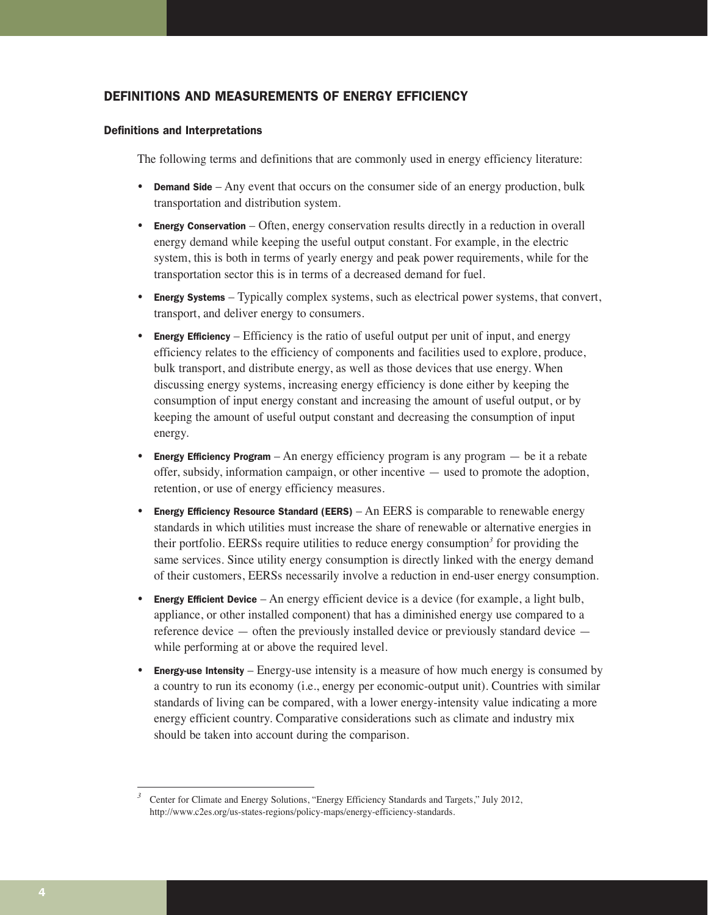## DEFINITIONS AND MEASUREMENTS OF ENERGY EFFICIENCY

### Definitions and Interpretations

The following terms and definitions that are commonly used in energy efficiency literature:

- **Demand Side** – Any event that occurs on the consumer side of an energy production, bulk transportation and distribution system.
- **Energy Conservation** – Often, energy conservation results directly in a reduction in overall energy demand while keeping the useful output constant. For example, in the electric system, this is both in terms of yearly energy and peak power requirements, while for the transportation sector this is in terms of a decreased demand for fuel.
- **Energy Systems** – Typically complex systems, such as electrical power systems, that convert, transport, and deliver energy to consumers.
- **Energy Efficiency** – Efficiency is the ratio of useful output per unit of input, and energy efficiency relates to the efficiency of components and facilities used to explore, produce, bulk transport, and distribute energy, as well as those devices that use energy. When discussing energy systems, increasing energy efficiency is done either by keeping the consumption of input energy constant and increasing the amount of useful output, or by keeping the amount of useful output constant and decreasing the consumption of input energy.
- **Energy Efficiency Program** – An energy efficiency program is any program — be it a rebate offer, subsidy, information campaign, or other incentive — used to promote the adoption, retention, or use of energy efficiency measures.
- **Energy Efficiency Resource Standard (EERS)** – An EERS is comparable to renewable energy standards in which utilities must increase the share of renewable or alternative energies in their portfolio. EERSs require utilities to reduce energy consumption[3] for providing the same services. Since utility energy consumption is directly linked with the energy demand of their customers, EERSs necessarily involve a reduction in end-user energy consumption.
- **Energy Efficient Device** – An energy efficient device is a device (for example, a light bulb, appliance, or other installed component) that has a diminished energy use compared to a reference device — often the previously installed device or previously standard device — while performing at or above the required level.
- **Energy-use Intensity** – Energy-use intensity is a measure of how much energy is consumed by a country to run its economy (i.e., energy per economic-output unit). Countries with similar standards of living can be compared, with a lower energy-intensity value indicating a more energy efficient country. Comparative considerations such as climate and industry mix should be taken into account during the comparison.

[3] Center for Climate and Energy Solutions, "Energy Efficiency Standards and Targets," July 2012, http://www.c2es.org/us-states-regions/policy-maps/energy-efficiency-standards.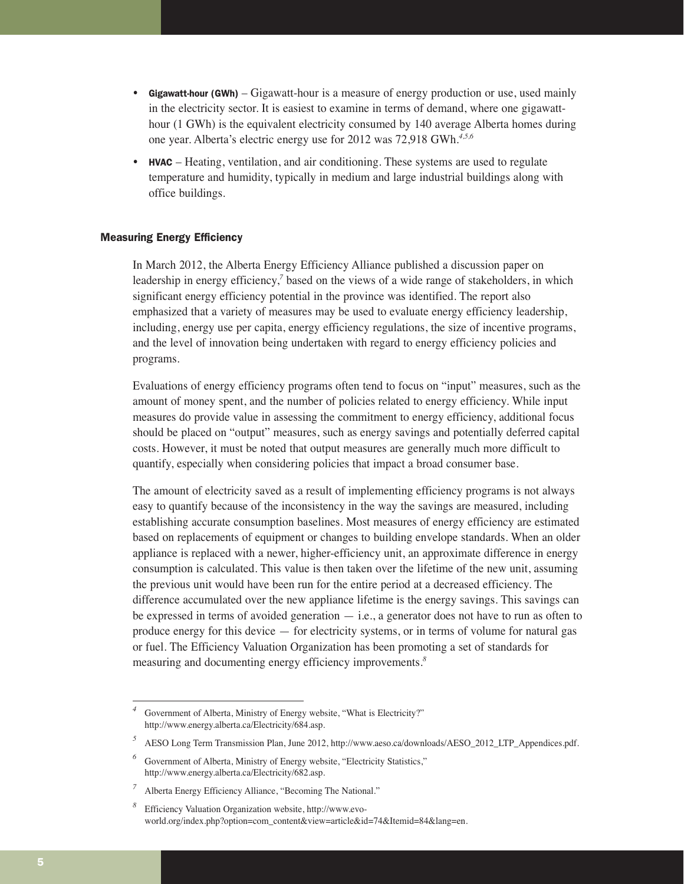- **Gigawatt-hour (GWh)** – Gigawatt-hour is a measure of energy production or use, used mainly in the electricity sector. It is easiest to examine in terms of demand, where one gigawatt-hour (1 GWh) is the equivalent electricity consumed by 140 average Alberta homes during one year. Alberta's electric energy use for 2012 was 72,918 GWh.[4,5,6]
- **HVAC** – Heating, ventilation, and air conditioning. These systems are used to regulate temperature and humidity, typically in medium and large industrial buildings along with office buildings.

### Measuring Energy Efficiency

In March 2012, the Alberta Energy Efficiency Alliance published a discussion paper on leadership in energy efficiency,[7] based on the views of a wide range of stakeholders, in which significant energy efficiency potential in the province was identified. The report also emphasized that a variety of measures may be used to evaluate energy efficiency leadership, including, energy use per capita, energy efficiency regulations, the size of incentive programs, and the level of innovation being undertaken with regard to energy efficiency policies and programs.

Evaluations of energy efficiency programs often tend to focus on "input" measures, such as the amount of money spent, and the number of policies related to energy efficiency. While input measures do provide value in assessing the commitment to energy efficiency, additional focus should be placed on "output" measures, such as energy savings and potentially deferred capital costs. However, it must be noted that output measures are generally much more difficult to quantify, especially when considering policies that impact a broad consumer base.

The amount of electricity saved as a result of implementing efficiency programs is not always easy to quantify because of the inconsistency in the way the savings are measured, including establishing accurate consumption baselines. Most measures of energy efficiency are estimated based on replacements of equipment or changes to building envelope standards. When an older appliance is replaced with a newer, higher-efficiency unit, an approximate difference in energy consumption is calculated. This value is then taken over the lifetime of the new unit, assuming the previous unit would have been run for the entire period at a decreased efficiency. The difference accumulated over the new appliance lifetime is the energy savings. This savings can be expressed in terms of avoided generation — i.e., a generator does not have to run as often to produce energy for this device — for electricity systems, or in terms of volume for natural gas or fuel. The Efficiency Valuation Organization has been promoting a set of standards for measuring and documenting energy efficiency improvements.[8]

---

[4] Government of Alberta, Ministry of Energy website, "What is Electricity?" http://www.energy.alberta.ca/Electricity/684.asp.

[5] AESO Long Term Transmission Plan, June 2012, http://www.aeso.ca/downloads/AESO_2012_LTP_Appendices.pdf.

[6] Government of Alberta, Ministry of Energy website, "Electricity Statistics," http://www.energy.alberta.ca/Electricity/682.asp.

[7] Alberta Energy Efficiency Alliance, "Becoming The National."

[8] Efficiency Valuation Organization website, http://www.evo-world.org/index.php?option=com_content&view=article&id=74&Itemid=84&lang=en.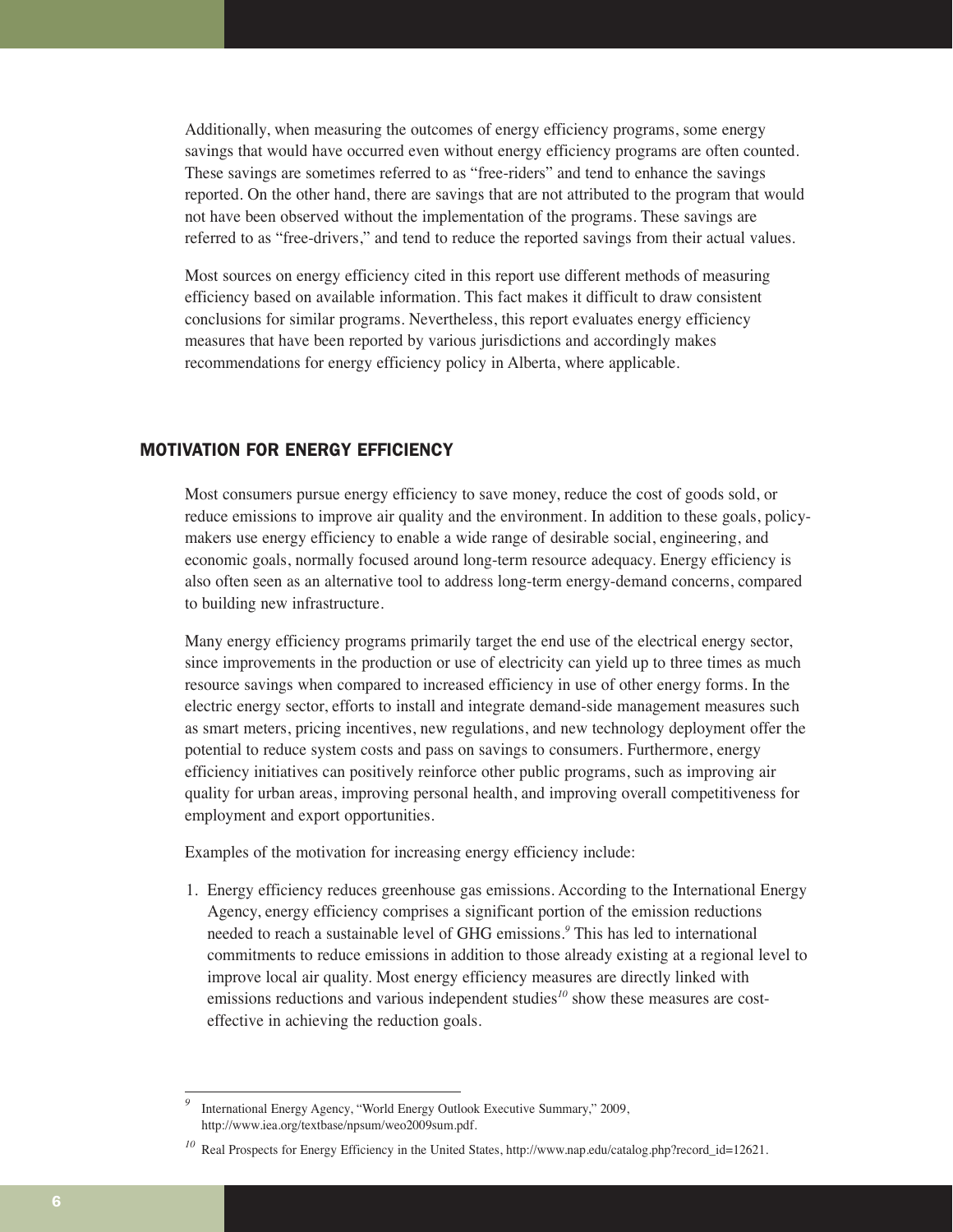Additionally, when measuring the outcomes of energy efficiency programs, some energy savings that would have occurred even without energy efficiency programs are often counted. These savings are sometimes referred to as "free-riders" and tend to enhance the savings reported. On the other hand, there are savings that are not attributed to the program that would not have been observed without the implementation of the programs. These savings are referred to as "free-drivers," and tend to reduce the reported savings from their actual values.

Most sources on energy efficiency cited in this report use different methods of measuring efficiency based on available information. This fact makes it difficult to draw consistent conclusions for similar programs. Nevertheless, this report evaluates energy efficiency measures that have been reported by various jurisdictions and accordingly makes recommendations for energy efficiency policy in Alberta, where applicable.

## MOTIVATION FOR ENERGY EFFICIENCY

Most consumers pursue energy efficiency to save money, reduce the cost of goods sold, or reduce emissions to improve air quality and the environment. In addition to these goals, policy-makers use energy efficiency to enable a wide range of desirable social, engineering, and economic goals, normally focused around long-term resource adequacy. Energy efficiency is also often seen as an alternative tool to address long-term energy-demand concerns, compared to building new infrastructure.

Many energy efficiency programs primarily target the end use of the electrical energy sector, since improvements in the production or use of electricity can yield up to three times as much resource savings when compared to increased efficiency in use of other energy forms. In the electric energy sector, efforts to install and integrate demand-side management measures such as smart meters, pricing incentives, new regulations, and new technology deployment offer the potential to reduce system costs and pass on savings to consumers. Furthermore, energy efficiency initiatives can positively reinforce other public programs, such as improving air quality for urban areas, improving personal health, and improving overall competitiveness for employment and export opportunities.

Examples of the motivation for increasing energy efficiency include:

1. Energy efficiency reduces greenhouse gas emissions. According to the International Energy Agency, energy efficiency comprises a significant portion of the emission reductions needed to reach a sustainable level of GHG emissions.[9] This has led to international commitments to reduce emissions in addition to those already existing at a regional level to improve local air quality. Most energy efficiency measures are directly linked with emissions reductions and various independent studies[10] show these measures are cost-effective in achieving the reduction goals.

---

[9] International Energy Agency, "World Energy Outlook Executive Summary," 2009, http://www.iea.org/textbase/npsum/weo2009sum.pdf.

[10] Real Prospects for Energy Efficiency in the United States, http://www.nap.edu/catalog.php?record_id=12621.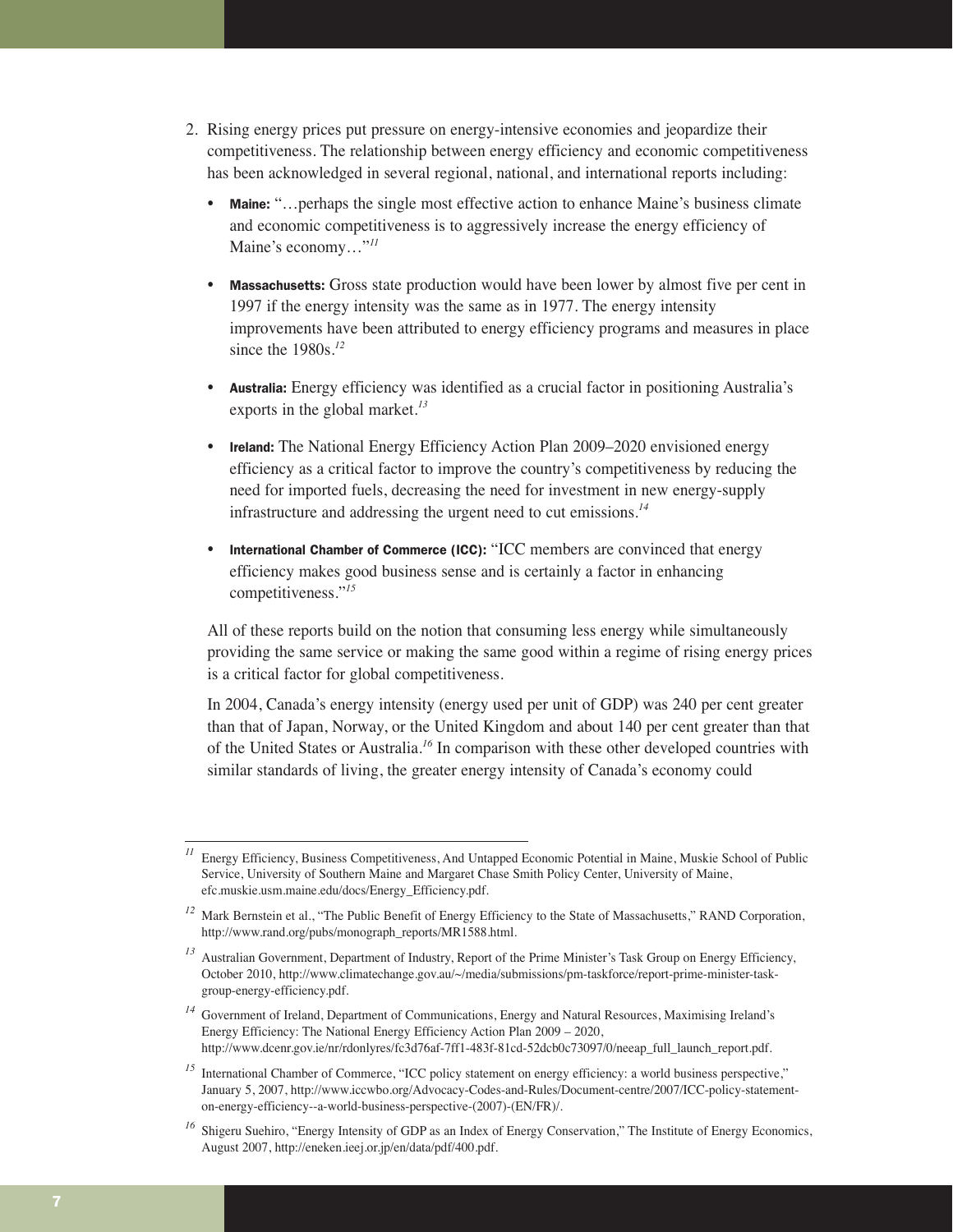2. Rising energy prices put pressure on energy-intensive economies and jeopardize their competitiveness. The relationship between energy efficiency and economic competitiveness has been acknowledged in several regional, national, and international reports including:

   - **Maine:** "…perhaps the single most effective action to enhance Maine's business climate and economic competitiveness is to aggressively increase the energy efficiency of Maine's economy…"[11]

   - **Massachusetts:** Gross state production would have been lower by almost five per cent in 1997 if the energy intensity was the same as in 1977. The energy intensity improvements have been attributed to energy efficiency programs and measures in place since the 1980s.[12]

   - **Australia:** Energy efficiency was identified as a crucial factor in positioning Australia's exports in the global market.[13]

   - **Ireland:** The National Energy Efficiency Action Plan 2009–2020 envisioned energy efficiency as a critical factor to improve the country's competitiveness by reducing the need for imported fuels, decreasing the need for investment in new energy-supply infrastructure and addressing the urgent need to cut emissions.[14]

   - **International Chamber of Commerce (ICC):** "ICC members are convinced that energy efficiency makes good business sense and is certainly a factor in enhancing competitiveness."[15]

   All of these reports build on the notion that consuming less energy while simultaneously providing the same service or making the same good within a regime of rising energy prices is a critical factor for global competitiveness.

   In 2004, Canada's energy intensity (energy used per unit of GDP) was 240 per cent greater than that of Japan, Norway, or the United Kingdom and about 140 per cent greater than that of the United States or Australia.[16] In comparison with these other developed countries with similar standards of living, the greater energy intensity of Canada's economy could

---

[11] Energy Efficiency, Business Competitiveness, And Untapped Economic Potential in Maine, Muskie School of Public Service, University of Southern Maine and Margaret Chase Smith Policy Center, University of Maine, efc.muskie.usm.maine.edu/docs/Energy_Efficiency.pdf.

[12] Mark Bernstein et al., "The Public Benefit of Energy Efficiency to the State of Massachusetts," RAND Corporation, http://www.rand.org/pubs/monograph_reports/MR1588.html.

[13] Australian Government, Department of Industry, Report of the Prime Minister's Task Group on Energy Efficiency, October 2010, http://www.climatechange.gov.au/~/media/submissions/pm-taskforce/report-prime-minister-task-group-energy-efficiency.pdf.

[14] Government of Ireland, Department of Communications, Energy and Natural Resources, Maximising Ireland's Energy Efficiency: The National Energy Efficiency Action Plan 2009 – 2020, http://www.dcenr.gov.ie/nr/rdonlyres/fc3d76af-7ff1-483f-81cd-52dcb0c73097/0/neeap_full_launch_report.pdf.

[15] International Chamber of Commerce, "ICC policy statement on energy efficiency: a world business perspective," January 5, 2007, http://www.iccwbo.org/Advocacy-Codes-and-Rules/Document-centre/2007/ICC-policy-statement-on-energy-efficiency--a-world-business-perspective-(2007)-(EN/FR)/.

[16] Shigeru Suehiro, "Energy Intensity of GDP as an Index of Energy Conservation," The Institute of Energy Economics, August 2007, http://eneken.ieej.or.jp/en/data/pdf/400.pdf.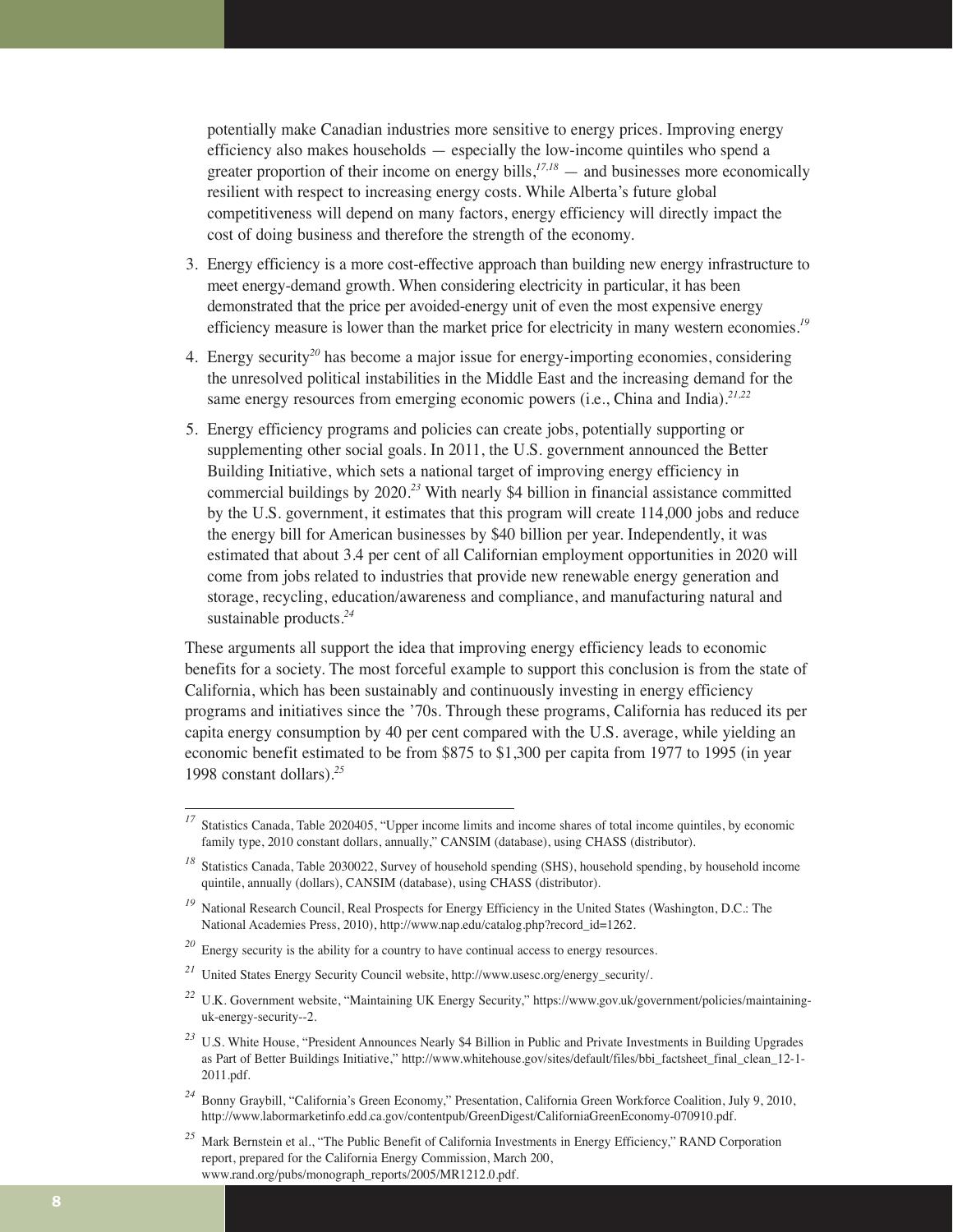potentially make Canadian industries more sensitive to energy prices. Improving energy efficiency also makes households — especially the low-income quintiles who spend a greater proportion of their income on energy bills,[17,18] — and businesses more economically resilient with respect to increasing energy costs. While Alberta's future global competitiveness will depend on many factors, energy efficiency will directly impact the cost of doing business and therefore the strength of the economy.

3. Energy efficiency is a more cost-effective approach than building new energy infrastructure to meet energy-demand growth. When considering electricity in particular, it has been demonstrated that the price per avoided-energy unit of even the most expensive energy efficiency measure is lower than the market price for electricity in many western economies.[19]
4. Energy security[20] has become a major issue for energy-importing economies, considering the unresolved political instabilities in the Middle East and the increasing demand for the same energy resources from emerging economic powers (i.e., China and India).[21,22]
5. Energy efficiency programs and policies can create jobs, potentially supporting or supplementing other social goals. In 2011, the U.S. government announced the Better Building Initiative, which sets a national target of improving energy efficiency in commercial buildings by 2020.[23] With nearly $4 billion in financial assistance committed by the U.S. government, it estimates that this program will create 114,000 jobs and reduce the energy bill for American businesses by $40 billion per year. Independently, it was estimated that about 3.4 per cent of all Californian employment opportunities in 2020 will come from jobs related to industries that provide new renewable energy generation and storage, recycling, education/awareness and compliance, and manufacturing natural and sustainable products.[24]

These arguments all support the idea that improving energy efficiency leads to economic benefits for a society. The most forceful example to support this conclusion is from the state of California, which has been sustainably and continuously investing in energy efficiency programs and initiatives since the '70s. Through these programs, California has reduced its per capita energy consumption by 40 per cent compared with the U.S. average, while yielding an economic benefit estimated to be from $875 to $1,300 per capita from 1977 to 1995 (in year 1998 constant dollars).[25]

---

[17] Statistics Canada, Table 2020405, "Upper income limits and income shares of total income quintiles, by economic family type, 2010 constant dollars, annually," CANSIM (database), using CHASS (distributor).

[18] Statistics Canada, Table 2030022, Survey of household spending (SHS), household spending, by household income quintile, annually (dollars), CANSIM (database), using CHASS (distributor).

[19] National Research Council, Real Prospects for Energy Efficiency in the United States (Washington, D.C.: The National Academies Press, 2010), http://www.nap.edu/catalog.php?record_id=1262.

[20] Energy security is the ability for a country to have continual access to energy resources.

[21] United States Energy Security Council website, http://www.usesc.org/energy_security/.

[22] U.K. Government website, "Maintaining UK Energy Security," https://www.gov.uk/government/policies/maintaining-uk-energy-security--2.

[23] U.S. White House, "President Announces Nearly $4 Billion in Public and Private Investments in Building Upgrades as Part of Better Buildings Initiative," http://www.whitehouse.gov/sites/default/files/bbi_factsheet_final_clean_12-1-2011.pdf.

[24] Bonny Graybill, "California's Green Economy," Presentation, California Green Workforce Coalition, July 9, 2010, http://www.labormarketinfo.edd.ca.gov/contentpub/GreenDigest/CaliforniaGreenEconomy-070910.pdf.

[25] Mark Bernstein et al., "The Public Benefit of California Investments in Energy Efficiency," RAND Corporation report, prepared for the California Energy Commission, March 200, www.rand.org/pubs/monograph_reports/2005/MR1212.0.pdf.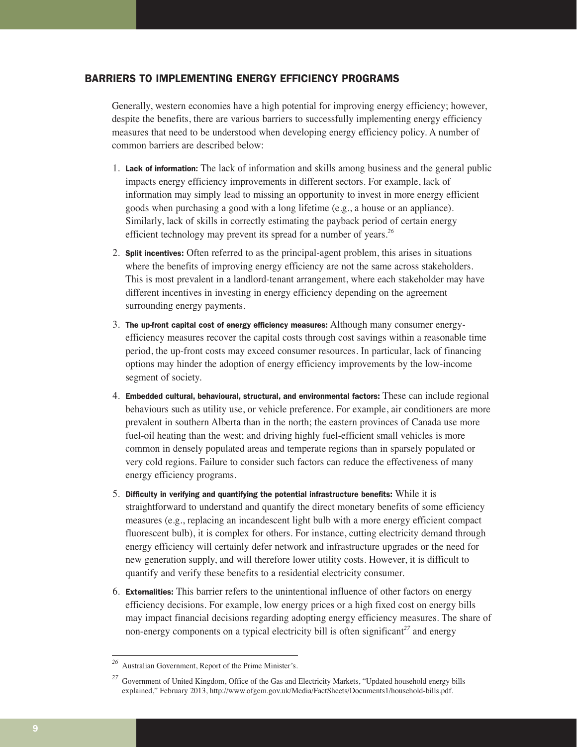## BARRIERS TO IMPLEMENTING ENERGY EFFICIENCY PROGRAMS

Generally, western economies have a high potential for improving energy efficiency; however, despite the benefits, there are various barriers to successfully implementing energy efficiency measures that need to be understood when developing energy efficiency policy. A number of common barriers are described below:

1. **Lack of information:** The lack of information and skills among business and the general public impacts energy efficiency improvements in different sectors. For example, lack of information may simply lead to missing an opportunity to invest in more energy efficient goods when purchasing a good with a long lifetime (e.g., a house or an appliance). Similarly, lack of skills in correctly estimating the payback period of certain energy efficient technology may prevent its spread for a number of years.[26]
2. **Split incentives:** Often referred to as the principal-agent problem, this arises in situations where the benefits of improving energy efficiency are not the same across stakeholders. This is most prevalent in a landlord-tenant arrangement, where each stakeholder may have different incentives in investing in energy efficiency depending on the agreement surrounding energy payments.
3. **The up-front capital cost of energy efficiency measures:** Although many consumer energy-efficiency measures recover the capital costs through cost savings within a reasonable time period, the up-front costs may exceed consumer resources. In particular, lack of financing options may hinder the adoption of energy efficiency improvements by the low-income segment of society.
4. **Embedded cultural, behavioural, structural, and environmental factors:** These can include regional behaviours such as utility use, or vehicle preference. For example, air conditioners are more prevalent in southern Alberta than in the north; the eastern provinces of Canada use more fuel-oil heating than the west; and driving highly fuel-efficient small vehicles is more common in densely populated areas and temperate regions than in sparsely populated or very cold regions. Failure to consider such factors can reduce the effectiveness of many energy efficiency programs.
5. **Difficulty in verifying and quantifying the potential infrastructure benefits:** While it is straightforward to understand and quantify the direct monetary benefits of some efficiency measures (e.g., replacing an incandescent light bulb with a more energy efficient compact fluorescent bulb), it is complex for others. For instance, cutting electricity demand through energy efficiency will certainly defer network and infrastructure upgrades or the need for new generation supply, and will therefore lower utility costs. However, it is difficult to quantify and verify these benefits to a residential electricity consumer.
6. **Externalities:** This barrier refers to the unintentional influence of other factors on energy efficiency decisions. For example, low energy prices or a high fixed cost on energy bills may impact financial decisions regarding adopting energy efficiency measures. The share of non-energy components on a typical electricity bill is often significant[27] and energy

---

[26] Australian Government, Report of the Prime Minister's.

[27] Government of United Kingdom, Office of the Gas and Electricity Markets, "Updated household energy bills explained," February 2013, http://www.ofgem.gov.uk/Media/FactSheets/Documents1/household-bills.pdf.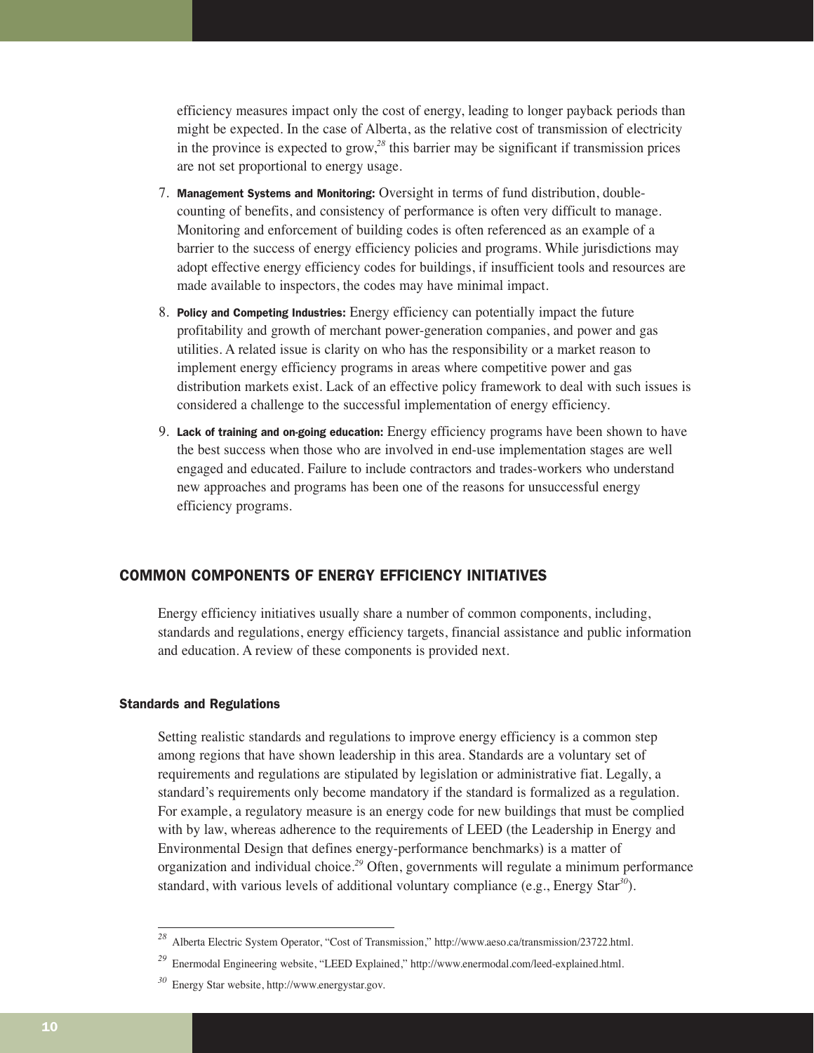efficiency measures impact only the cost of energy, leading to longer payback periods than might be expected. In the case of Alberta, as the relative cost of transmission of electricity in the province is expected to grow,[28] this barrier may be significant if transmission prices are not set proportional to energy usage.

7. **Management Systems and Monitoring:** Oversight in terms of fund distribution, double-counting of benefits, and consistency of performance is often very difficult to manage. Monitoring and enforcement of building codes is often referenced as an example of a barrier to the success of energy efficiency policies and programs. While jurisdictions may adopt effective energy efficiency codes for buildings, if insufficient tools and resources are made available to inspectors, the codes may have minimal impact.

8. **Policy and Competing Industries:** Energy efficiency can potentially impact the future profitability and growth of merchant power-generation companies, and power and gas utilities. A related issue is clarity on who has the responsibility or a market reason to implement energy efficiency programs in areas where competitive power and gas distribution markets exist. Lack of an effective policy framework to deal with such issues is considered a challenge to the successful implementation of energy efficiency.

9. **Lack of training and on-going education:** Energy efficiency programs have been shown to have the best success when those who are involved in end-use implementation stages are well engaged and educated. Failure to include contractors and trades-workers who understand new approaches and programs has been one of the reasons for unsuccessful energy efficiency programs.

## COMMON COMPONENTS OF ENERGY EFFICIENCY INITIATIVES

Energy efficiency initiatives usually share a number of common components, including, standards and regulations, energy efficiency targets, financial assistance and public information and education. A review of these components is provided next.

### Standards and Regulations

Setting realistic standards and regulations to improve energy efficiency is a common step among regions that have shown leadership in this area. Standards are a voluntary set of requirements and regulations are stipulated by legislation or administrative fiat. Legally, a standard's requirements only become mandatory if the standard is formalized as a regulation. For example, a regulatory measure is an energy code for new buildings that must be complied with by law, whereas adherence to the requirements of LEED (the Leadership in Energy and Environmental Design that defines energy-performance benchmarks) is a matter of organization and individual choice.[29] Often, governments will regulate a minimum performance standard, with various levels of additional voluntary compliance (e.g., Energy Star[30]).

---

[28] Alberta Electric System Operator, "Cost of Transmission," http://www.aeso.ca/transmission/23722.html.

[29] Enermodal Engineering website, "LEED Explained," http://www.enermodal.com/leed-explained.html.

[30] Energy Star website, http://www.energystar.gov.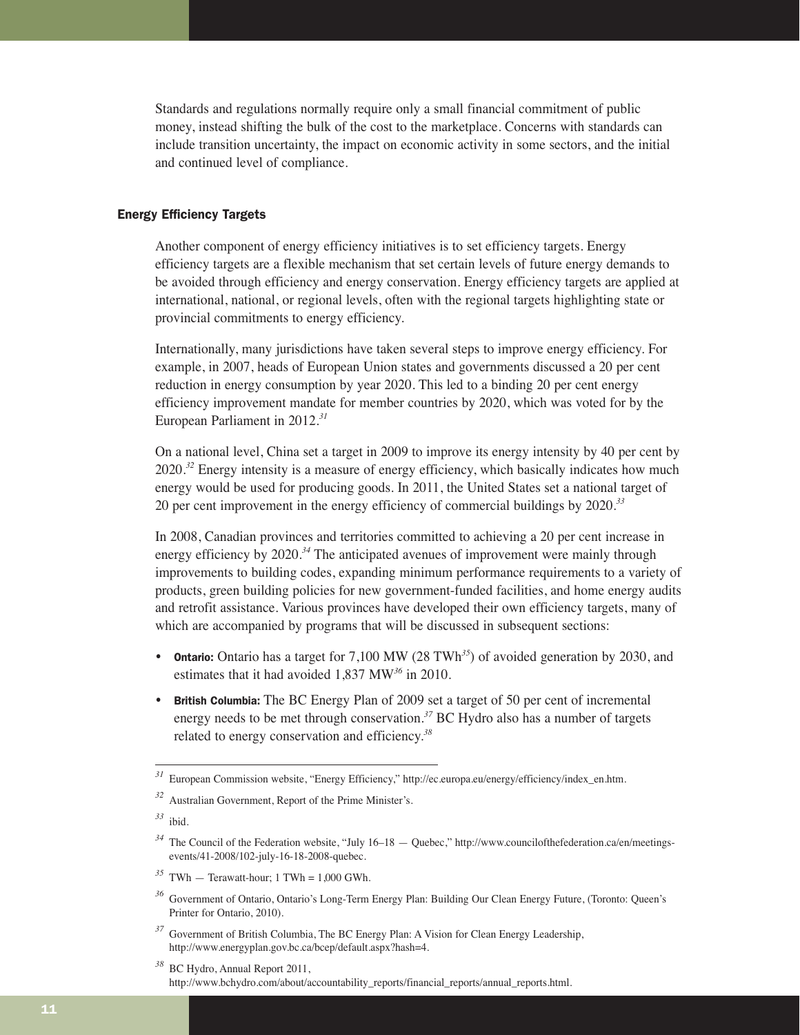Standards and regulations normally require only a small financial commitment of public money, instead shifting the bulk of the cost to the marketplace. Concerns with standards can include transition uncertainty, the impact on economic activity in some sectors, and the initial and continued level of compliance.

### Energy Efficiency Targets

Another component of energy efficiency initiatives is to set efficiency targets. Energy efficiency targets are a flexible mechanism that set certain levels of future energy demands to be avoided through efficiency and energy conservation. Energy efficiency targets are applied at international, national, or regional levels, often with the regional targets highlighting state or provincial commitments to energy efficiency.

Internationally, many jurisdictions have taken several steps to improve energy efficiency. For example, in 2007, heads of European Union states and governments discussed a 20 per cent reduction in energy consumption by year 2020. This led to a binding 20 per cent energy efficiency improvement mandate for member countries by 2020, which was voted for by the European Parliament in 2012.[31]

On a national level, China set a target in 2009 to improve its energy intensity by 40 per cent by 2020.[32] Energy intensity is a measure of energy efficiency, which basically indicates how much energy would be used for producing goods. In 2011, the United States set a national target of 20 per cent improvement in the energy efficiency of commercial buildings by 2020.[33]

In 2008, Canadian provinces and territories committed to achieving a 20 per cent increase in energy efficiency by 2020.[34] The anticipated avenues of improvement were mainly through improvements to building codes, expanding minimum performance requirements to a variety of products, green building policies for new government-funded facilities, and home energy audits and retrofit assistance. Various provinces have developed their own efficiency targets, many of which are accompanied by programs that will be discussed in subsequent sections:

- **Ontario:** Ontario has a target for 7,100 MW (28 TWh[35]) of avoided generation by 2030, and estimates that it had avoided 1,837 MW[36] in 2010.
- **British Columbia:** The BC Energy Plan of 2009 set a target of 50 per cent of incremental energy needs to be met through conservation.[37] BC Hydro also has a number of targets related to energy conservation and efficiency.[38]

---

[31] European Commission website, "Energy Efficiency," http://ec.europa.eu/energy/efficiency/index_en.htm.

[32] Australian Government, Report of the Prime Minister's.

[33] ibid.

[34] The Council of the Federation website, "July 16–18 — Quebec," http://www.councilofthefederation.ca/en/meetings-events/41-2008/102-july-16-18-2008-quebec.

[35] TWh — Terawatt-hour; 1 TWh = 1,000 GWh.

[36] Government of Ontario, Ontario's Long-Term Energy Plan: Building Our Clean Energy Future, (Toronto: Queen's Printer for Ontario, 2010).

[37] Government of British Columbia, The BC Energy Plan: A Vision for Clean Energy Leadership, http://www.energyplan.gov.bc.ca/bcep/default.aspx?hash=4.

[38] BC Hydro, Annual Report 2011, http://www.bchydro.com/about/accountability_reports/financial_reports/annual_reports.html.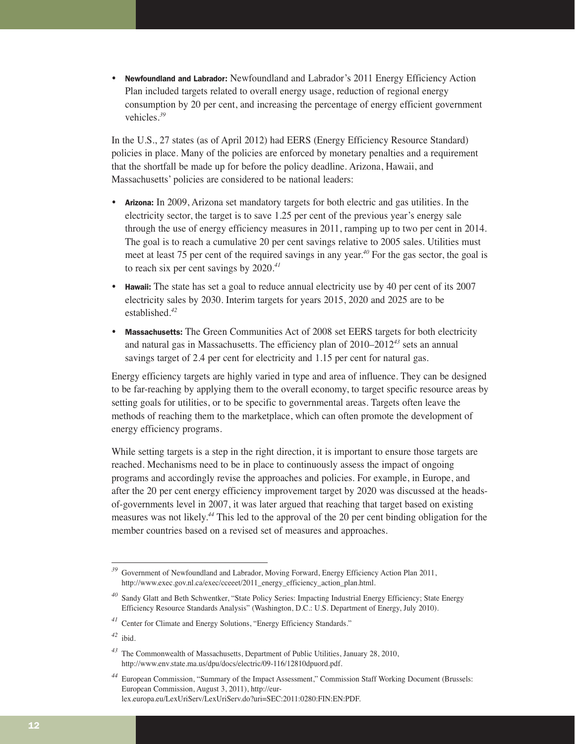- **Newfoundland and Labrador:** Newfoundland and Labrador's 2011 Energy Efficiency Action Plan included targets related to overall energy usage, reduction of regional energy consumption by 20 per cent, and increasing the percentage of energy efficient government vehicles.[39]

In the U.S., 27 states (as of April 2012) had EERS (Energy Efficiency Resource Standard) policies in place. Many of the policies are enforced by monetary penalties and a requirement that the shortfall be made up for before the policy deadline. Arizona, Hawaii, and Massachusetts' policies are considered to be national leaders:

- **Arizona:** In 2009, Arizona set mandatory targets for both electric and gas utilities. In the electricity sector, the target is to save 1.25 per cent of the previous year's energy sale through the use of energy efficiency measures in 2011, ramping up to two per cent in 2014. The goal is to reach a cumulative 20 per cent savings relative to 2005 sales. Utilities must meet at least 75 per cent of the required savings in any year.[40] For the gas sector, the goal is to reach six per cent savings by 2020.[41]
- **Hawaii:** The state has set a goal to reduce annual electricity use by 40 per cent of its 2007 electricity sales by 2030. Interim targets for years 2015, 2020 and 2025 are to be established.[42]
- **Massachusetts:** The Green Communities Act of 2008 set EERS targets for both electricity and natural gas in Massachusetts. The efficiency plan of 2010–2012[43] sets an annual savings target of 2.4 per cent for electricity and 1.15 per cent for natural gas.

Energy efficiency targets are highly varied in type and area of influence. They can be designed to be far-reaching by applying them to the overall economy, to target specific resource areas by setting goals for utilities, or to be specific to governmental areas. Targets often leave the methods of reaching them to the marketplace, which can often promote the development of energy efficiency programs.

While setting targets is a step in the right direction, it is important to ensure those targets are reached. Mechanisms need to be in place to continuously assess the impact of ongoing programs and accordingly revise the approaches and policies. For example, in Europe, and after the 20 per cent energy efficiency improvement target by 2020 was discussed at the heads-of-governments level in 2007, it was later argued that reaching that target based on existing measures was not likely.[44] This led to the approval of the 20 per cent binding obligation for the member countries based on a revised set of measures and approaches.

---

[39] Government of Newfoundland and Labrador, Moving Forward, Energy Efficiency Action Plan 2011, http://www.exec.gov.nl.ca/exec/cceeet/2011_energy_efficiency_action_plan.html.

[40] Sandy Glatt and Beth Schwentker, "State Policy Series: Impacting Industrial Energy Efficiency; State Energy Efficiency Resource Standards Analysis" (Washington, D.C.: U.S. Department of Energy, July 2010).

[41] Center for Climate and Energy Solutions, "Energy Efficiency Standards."

[42] ibid.

[43] The Commonwealth of Massachusetts, Department of Public Utilities, January 28, 2010, http://www.env.state.ma.us/dpu/docs/electric/09-116/12810dpuord.pdf.

[44] European Commission, "Summary of the Impact Assessment," Commission Staff Working Document (Brussels: European Commission, August 3, 2011), http://eur-lex.europa.eu/LexUriServ/LexUriServ.do?uri=SEC:2011:0280:FIN:EN:PDF.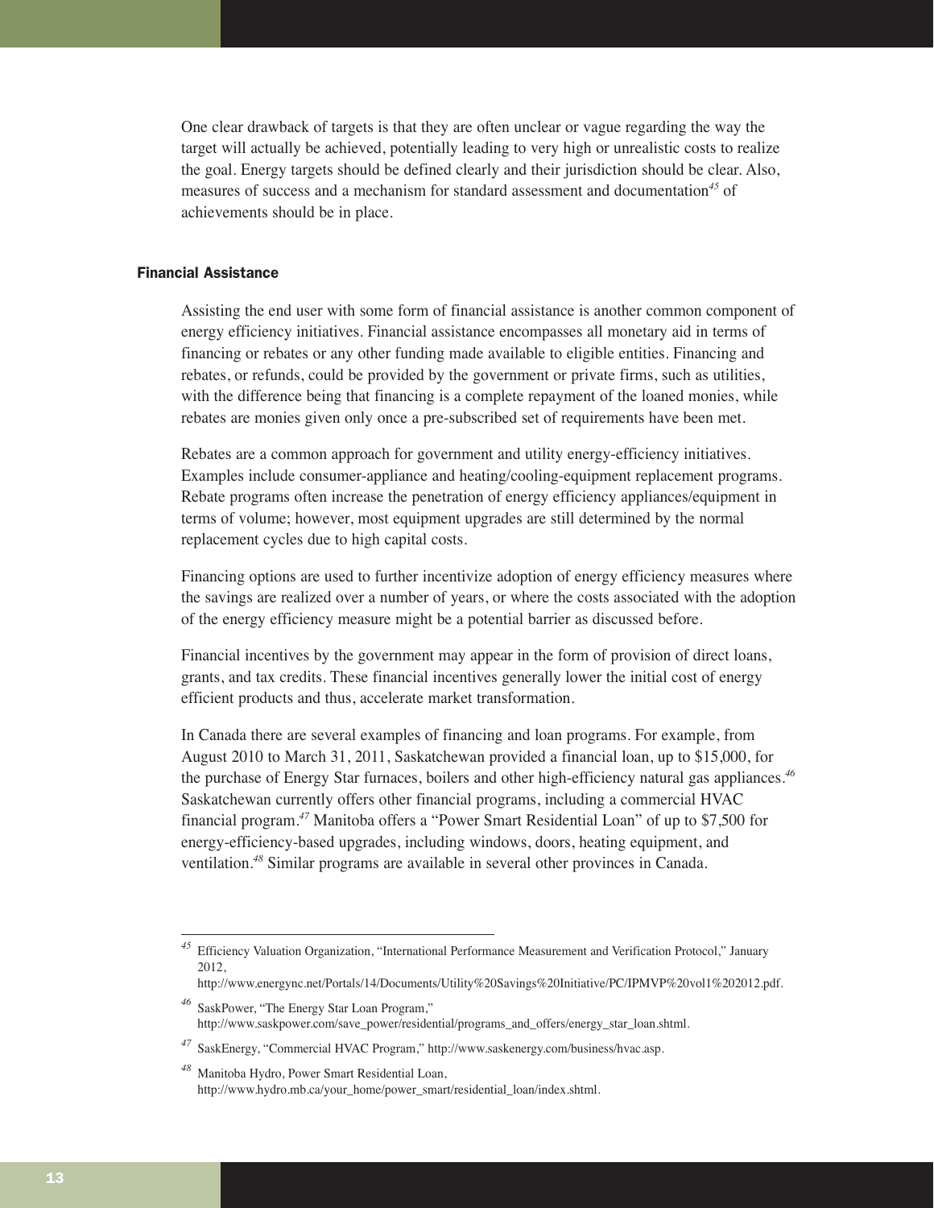One clear drawback of targets is that they are often unclear or vague regarding the way the target will actually be achieved, potentially leading to very high or unrealistic costs to realize the goal. Energy targets should be defined clearly and their jurisdiction should be clear. Also, measures of success and a mechanism for standard assessment and documentation[45] of achievements should be in place.

### Financial Assistance

Assisting the end user with some form of financial assistance is another common component of energy efficiency initiatives. Financial assistance encompasses all monetary aid in terms of financing or rebates or any other funding made available to eligible entities. Financing and rebates, or refunds, could be provided by the government or private firms, such as utilities, with the difference being that financing is a complete repayment of the loaned monies, while rebates are monies given only once a pre-subscribed set of requirements have been met.

Rebates are a common approach for government and utility energy-efficiency initiatives. Examples include consumer-appliance and heating/cooling-equipment replacement programs. Rebate programs often increase the penetration of energy efficiency appliances/equipment in terms of volume; however, most equipment upgrades are still determined by the normal replacement cycles due to high capital costs.

Financing options are used to further incentivize adoption of energy efficiency measures where the savings are realized over a number of years, or where the costs associated with the adoption of the energy efficiency measure might be a potential barrier as discussed before.

Financial incentives by the government may appear in the form of provision of direct loans, grants, and tax credits. These financial incentives generally lower the initial cost of energy efficient products and thus, accelerate market transformation.

In Canada there are several examples of financing and loan programs. For example, from August 2010 to March 31, 2011, Saskatchewan provided a financial loan, up to $15,000, for the purchase of Energy Star furnaces, boilers and other high-efficiency natural gas appliances.[46] Saskatchewan currently offers other financial programs, including a commercial HVAC financial program.[47] Manitoba offers a "Power Smart Residential Loan" of up to $7,500 for energy-efficiency-based upgrades, including windows, doors, heating equipment, and ventilation.[48] Similar programs are available in several other provinces in Canada.

---

[45] Efficiency Valuation Organization, "International Performance Measurement and Verification Protocol," January 2012, http://www.energync.net/Portals/14/Documents/Utility%20Savings%20Initiative/PC/IPMVP%20vol1%202012.pdf.

[46] SaskPower, "The Energy Star Loan Program," http://www.saskpower.com/save_power/residential/programs_and_offers/energy_star_loan.shtml.

[47] SaskEnergy, "Commercial HVAC Program," http://www.saskenergy.com/business/hvac.asp.

[48] Manitoba Hydro, Power Smart Residential Loan, http://www.hydro.mb.ca/your_home/power_smart/residential_loan/index.shtml.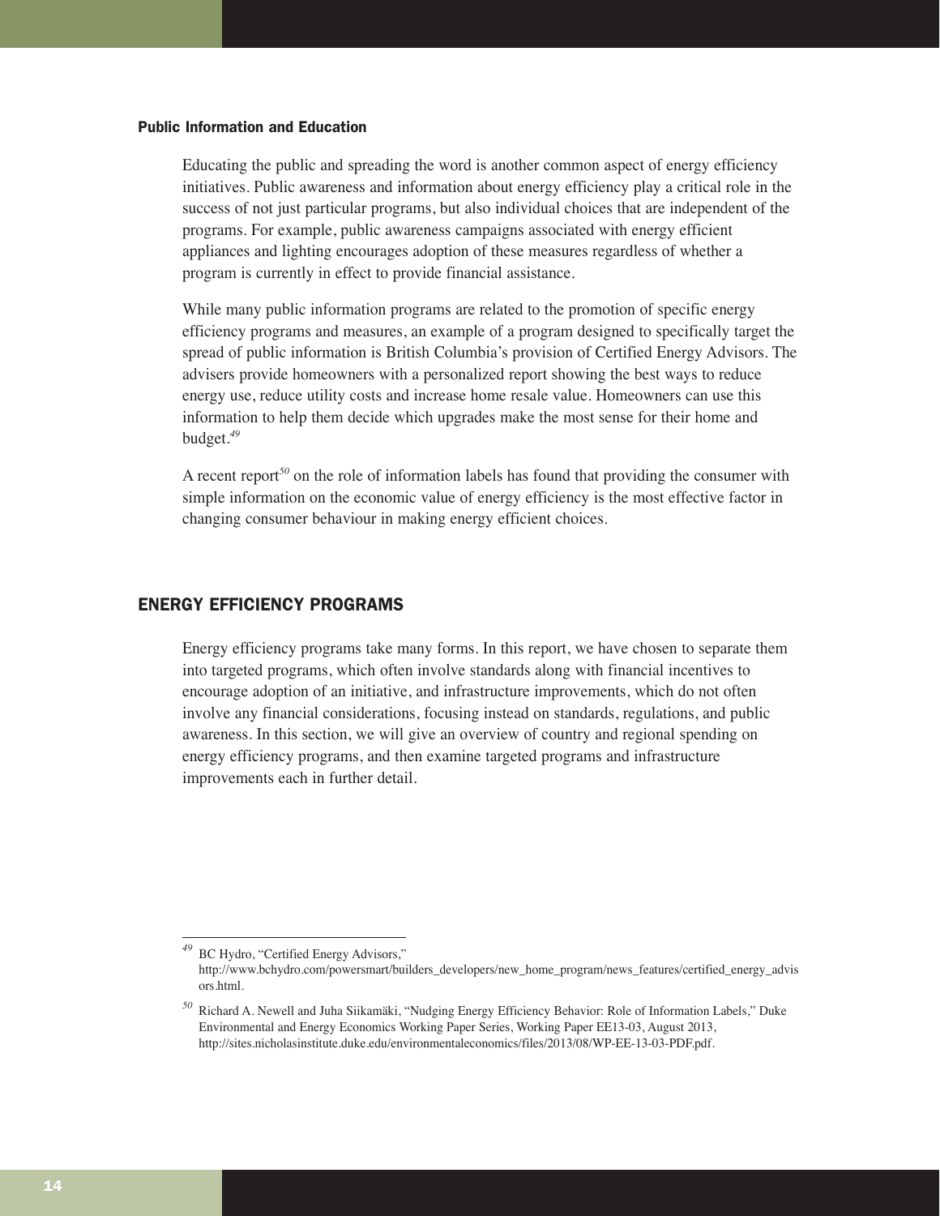### Public Information and Education

Educating the public and spreading the word is another common aspect of energy efficiency initiatives. Public awareness and information about energy efficiency play a critical role in the success of not just particular programs, but also individual choices that are independent of the programs. For example, public awareness campaigns associated with energy efficient appliances and lighting encourages adoption of these measures regardless of whether a program is currently in effect to provide financial assistance.

While many public information programs are related to the promotion of specific energy efficiency programs and measures, an example of a program designed to specifically target the spread of public information is British Columbia's provision of Certified Energy Advisors. The advisers provide homeowners with a personalized report showing the best ways to reduce energy use, reduce utility costs and increase home resale value. Homeowners can use this information to help them decide which upgrades make the most sense for their home and budget.[49]

A recent report[50] on the role of information labels has found that providing the consumer with simple information on the economic value of energy efficiency is the most effective factor in changing consumer behaviour in making energy efficient choices.

## ENERGY EFFICIENCY PROGRAMS

Energy efficiency programs take many forms. In this report, we have chosen to separate them into targeted programs, which often involve standards along with financial incentives to encourage adoption of an initiative, and infrastructure improvements, which do not often involve any financial considerations, focusing instead on standards, regulations, and public awareness. In this section, we will give an overview of country and regional spending on energy efficiency programs, and then examine targeted programs and infrastructure improvements each in further detail.

---

[49] BC Hydro, "Certified Energy Advisors," http://www.bchydro.com/powersmart/builders_developers/new_home_program/news_features/certified_energy_advisors.html.

[50] Richard A. Newell and Juha Siikamäki, "Nudging Energy Efficiency Behavior: Role of Information Labels," Duke Environmental and Energy Economics Working Paper Series, Working Paper EE13-03, August 2013, http://sites.nicholasinstitute.duke.edu/environmentaleconomics/files/2013/08/WP-EE-13-03-PDF.pdf.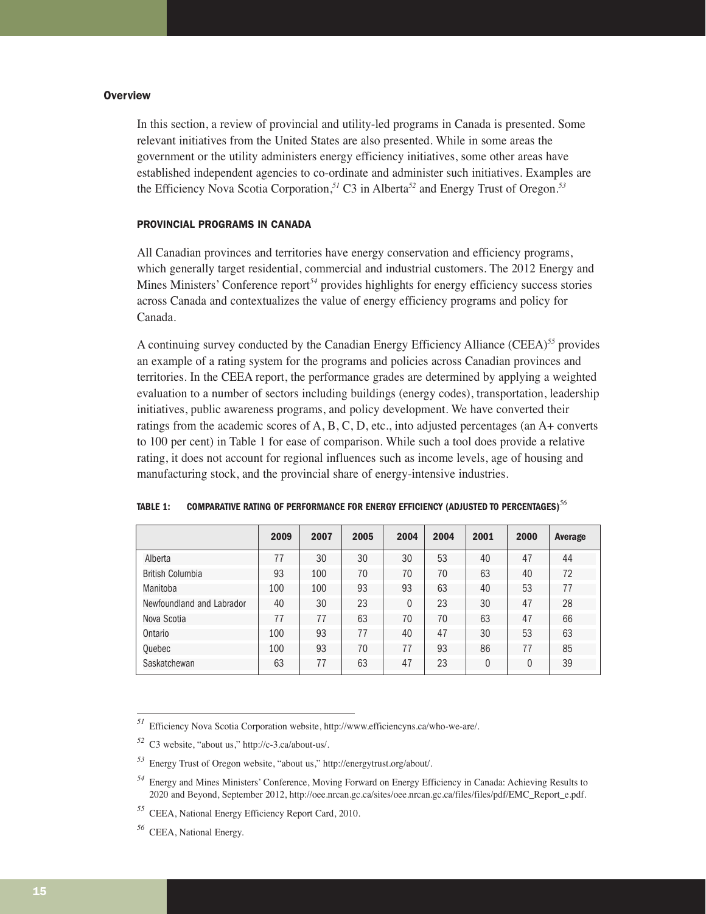## Overview

In this section, a review of provincial and utility-led programs in Canada is presented. Some relevant initiatives from the United States are also presented. While in some areas the government or the utility administers energy efficiency initiatives, some other areas have established independent agencies to co-ordinate and administer such initiatives. Examples are the Efficiency Nova Scotia Corporation,[51] C3 in Alberta[52] and Energy Trust of Oregon.[53]

### PROVINCIAL PROGRAMS IN CANADA

All Canadian provinces and territories have energy conservation and efficiency programs, which generally target residential, commercial and industrial customers. The 2012 Energy and Mines Ministers' Conference report[54] provides highlights for energy efficiency success stories across Canada and contextualizes the value of energy efficiency programs and policy for Canada.

A continuing survey conducted by the Canadian Energy Efficiency Alliance (CEEA)[55] provides an example of a rating system for the programs and policies across Canadian provinces and territories. In the CEEA report, the performance grades are determined by applying a weighted evaluation to a number of sectors including buildings (energy codes), transportation, leadership initiatives, public awareness programs, and policy development. We have converted their ratings from the academic scores of A, B, C, D, etc., into adjusted percentages (an A+ converts to 100 per cent) in Table 1 for ease of comparison. While such a tool does provide a relative rating, it does not account for regional influences such as income levels, age of housing and manufacturing stock, and the provincial share of energy-intensive industries.

**TABLE 1: COMPARATIVE RATING OF PERFORMANCE FOR ENERGY EFFICIENCY (ADJUSTED TO PERCENTAGES)[56]**

| | 2009 | 2007 | 2005 | 2004 | 2004 | 2001 | 2000 | Average |
|---|---|---|---|---|---|---|---|---|
| Alberta | 77 | 30 | 30 | 30 | 53 | 40 | 47 | 44 |
| British Columbia | 93 | 100 | 70 | 70 | 70 | 63 | 40 | 72 |
| Manitoba | 100 | 100 | 93 | 93 | 63 | 40 | 53 | 77 |
| Newfoundland and Labrador | 40 | 30 | 23 | 0 | 23 | 30 | 47 | 28 |
| Nova Scotia | 77 | 77 | 63 | 70 | 70 | 63 | 47 | 66 |
| Ontario | 100 | 93 | 77 | 40 | 47 | 30 | 53 | 63 |
| Quebec | 100 | 93 | 70 | 77 | 93 | 86 | 77 | 85 |
| Saskatchewan | 63 | 77 | 63 | 47 | 23 | 0 | 0 | 39 |

---

[51] Efficiency Nova Scotia Corporation website, http://www.efficiencyns.ca/who-we-are/.

[52] C3 website, "about us," http://c-3.ca/about-us/.

[53] Energy Trust of Oregon website, "about us," http://energytrust.org/about/.

[54] Energy and Mines Ministers' Conference, Moving Forward on Energy Efficiency in Canada: Achieving Results to 2020 and Beyond, September 2012, http://oee.nrcan.gc.ca/sites/oee.nrcan.gc.ca/files/files/pdf/EMC_Report_e.pdf.

[55] CEEA, National Energy Efficiency Report Card, 2010.

[56] CEEA, National Energy.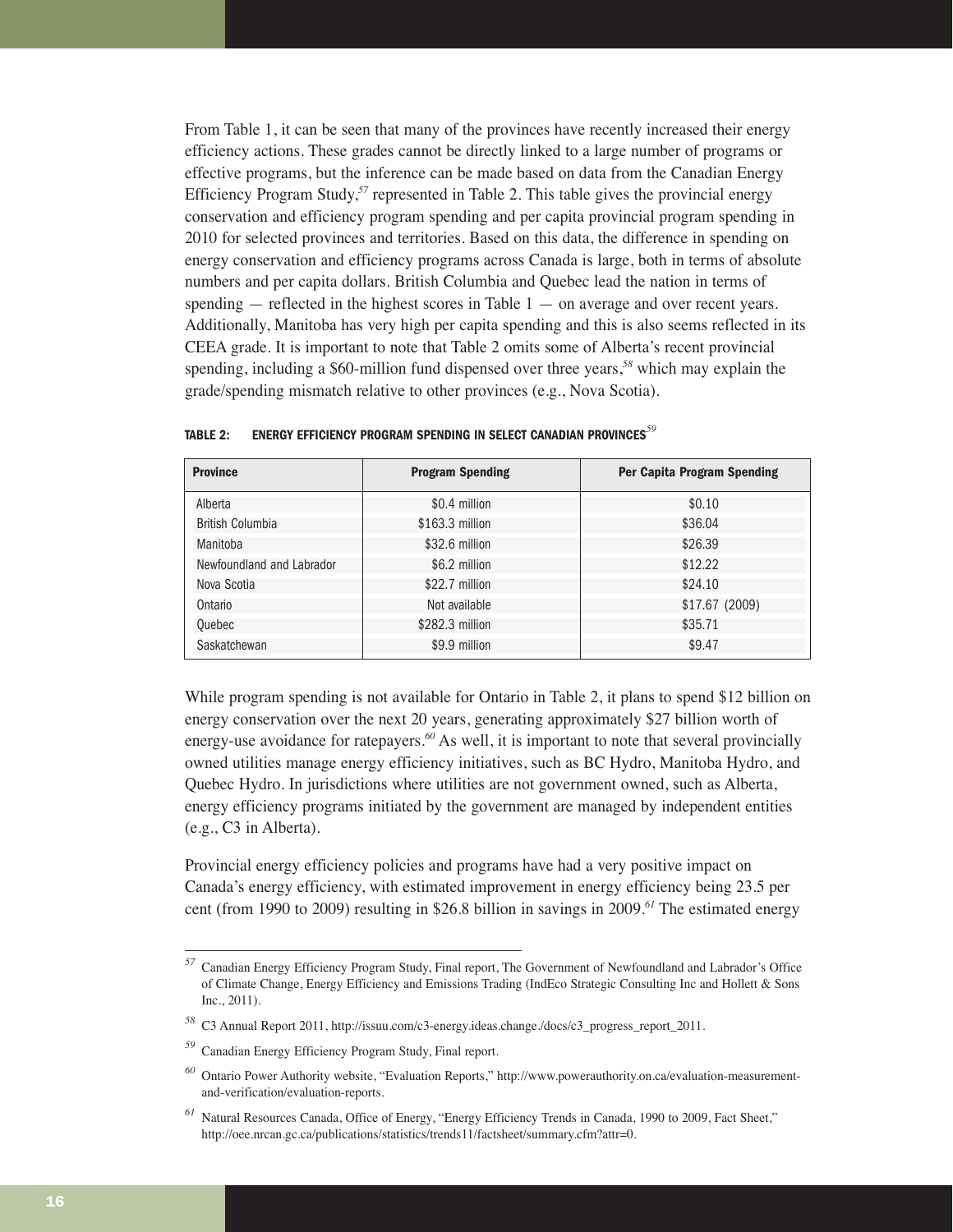From Table 1, it can be seen that many of the provinces have recently increased their energy efficiency actions. These grades cannot be directly linked to a large number of programs or effective programs, but the inference can be made based on data from the Canadian Energy Efficiency Program Study,[57] represented in Table 2. This table gives the provincial energy conservation and efficiency program spending and per capita provincial program spending in 2010 for selected provinces and territories. Based on this data, the difference in spending on energy conservation and efficiency programs across Canada is large, both in terms of absolute numbers and per capita dollars. British Columbia and Quebec lead the nation in terms of spending — reflected in the highest scores in Table 1 — on average and over recent years. Additionally, Manitoba has very high per capita spending and this is also seems reflected in its CEEA grade. It is important to note that Table 2 omits some of Alberta's recent provincial spending, including a $60-million fund dispensed over three years,[58] which may explain the grade/spending mismatch relative to other provinces (e.g., Nova Scotia).

**TABLE 2: ENERGY EFFICIENCY PROGRAM SPENDING IN SELECT CANADIAN PROVINCES[59]**

| Province | Program Spending | Per Capita Program Spending |
|---|---|---|
| Alberta | $0.4 million | $0.10 |
| British Columbia | $163.3 million | $36.04 |
| Manitoba | $32.6 million | $26.39 |
| Newfoundland and Labrador | $6.2 million | $12.22 |
| Nova Scotia | $22.7 million | $24.10 |
| Ontario | Not available | $17.67 (2009) |
| Quebec | $282.3 million | $35.71 |
| Saskatchewan | $9.9 million | $9.47 |

While program spending is not available for Ontario in Table 2, it plans to spend $12 billion on energy conservation over the next 20 years, generating approximately $27 billion worth of energy-use avoidance for ratepayers.[60] As well, it is important to note that several provincially owned utilities manage energy efficiency initiatives, such as BC Hydro, Manitoba Hydro, and Quebec Hydro. In jurisdictions where utilities are not government owned, such as Alberta, energy efficiency programs initiated by the government are managed by independent entities (e.g., C3 in Alberta).

Provincial energy efficiency policies and programs have had a very positive impact on Canada's energy efficiency, with estimated improvement in energy efficiency being 23.5 per cent (from 1990 to 2009) resulting in $26.8 billion in savings in 2009.[61] The estimated energy

---

[57] Canadian Energy Efficiency Program Study, Final report, The Government of Newfoundland and Labrador's Office of Climate Change, Energy Efficiency and Emissions Trading (IndEco Strategic Consulting Inc and Hollett & Sons Inc., 2011).

[58] C3 Annual Report 2011, http://issuu.com/c3-energy.ideas.change./docs/c3_progress_report_2011.

[59] Canadian Energy Efficiency Program Study, Final report.

[60] Ontario Power Authority website, "Evaluation Reports," http://www.powerauthority.on.ca/evaluation-measurement-and-verification/evaluation-reports.

[61] Natural Resources Canada, Office of Energy, "Energy Efficiency Trends in Canada, 1990 to 2009, Fact Sheet," http://oee.nrcan.gc.ca/publications/statistics/trends11/factsheet/summary.cfm?attr=0.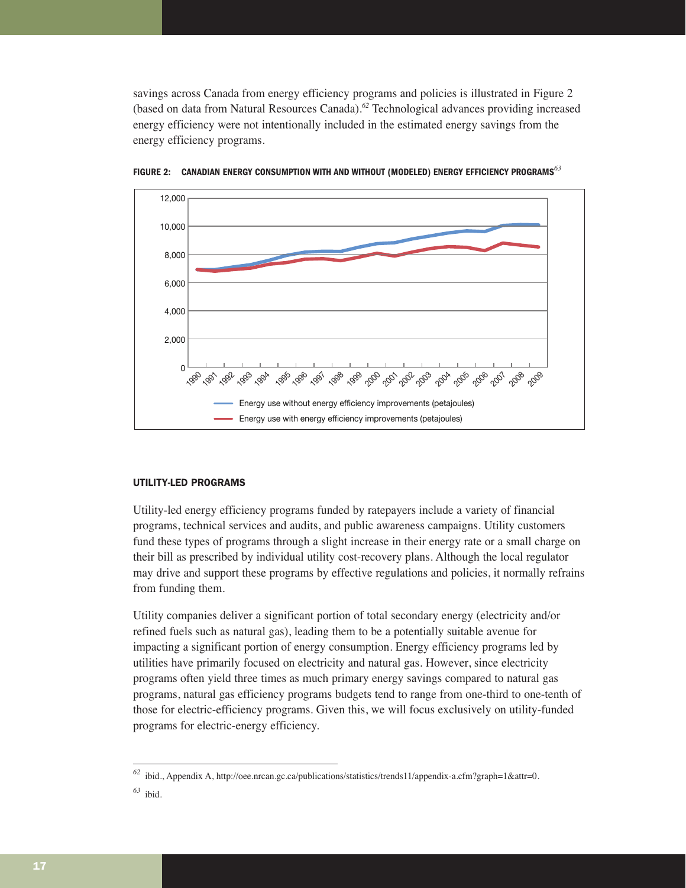savings across Canada from energy efficiency programs and policies is illustrated in Figure 2 (based on data from Natural Resources Canada).[62] Technological advances providing increased energy efficiency were not intentionally included in the estimated energy savings from the energy efficiency programs.

**FIGURE 2: CANADIAN ENERGY CONSUMPTION WITH AND WITHOUT (MODELED) ENERGY EFFICIENCY PROGRAMS**[63]

#### UTILITY-LED PROGRAMS

Utility-led energy efficiency programs funded by ratepayers include a variety of financial programs, technical services and audits, and public awareness campaigns. Utility customers fund these types of programs through a slight increase in their energy rate or a small charge on their bill as prescribed by individual utility cost-recovery plans. Although the local regulator may drive and support these programs by effective regulations and policies, it normally refrains from funding them.

Utility companies deliver a significant portion of total secondary energy (electricity and/or refined fuels such as natural gas), leading them to be a potentially suitable avenue for impacting a significant portion of energy consumption. Energy efficiency programs led by utilities have primarily focused on electricity and natural gas. However, since electricity programs often yield three times as much primary energy savings compared to natural gas programs, natural gas efficiency programs budgets tend to range from one-third to one-tenth of those for electric-efficiency programs. Given this, we will focus exclusively on utility-funded programs for electric-energy efficiency.

---

[62] ibid., Appendix A, http://oee.nrcan.gc.ca/publications/statistics/trends11/appendix-a.cfm?graph=1&attr=0.

[63] ibid.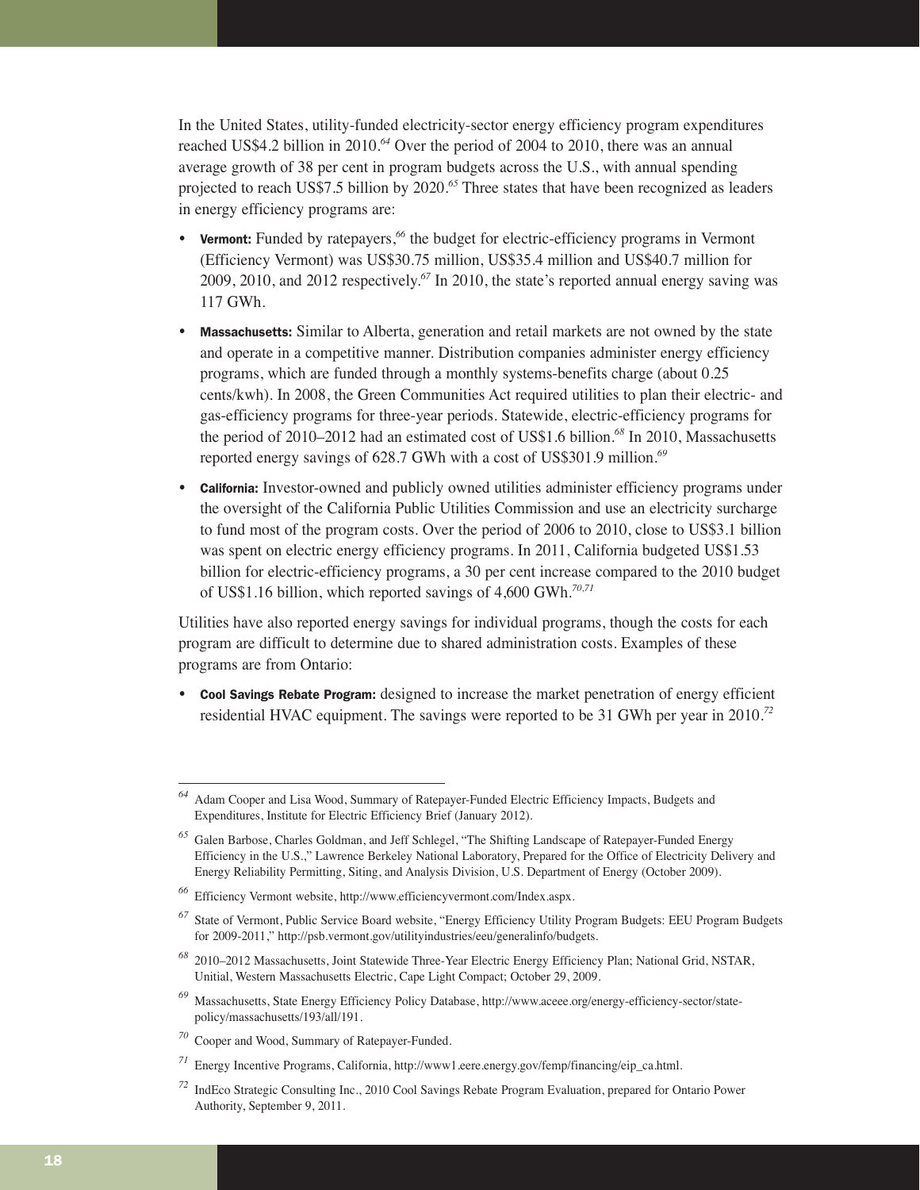In the United States, utility-funded electricity-sector energy efficiency program expenditures reached US$4.2 billion in 2010.[64] Over the period of 2004 to 2010, there was an annual average growth of 38 per cent in program budgets across the U.S., with annual spending projected to reach US$7.5 billion by 2020.[65] Three states that have been recognized as leaders in energy efficiency programs are:

- **Vermont:** Funded by ratepayers,[66] the budget for electric-efficiency programs in Vermont (Efficiency Vermont) was US$30.75 million, US$35.4 million and US$40.7 million for 2009, 2010, and 2012 respectively.[67] In 2010, the state's reported annual energy saving was 117 GWh.
- **Massachusetts:** Similar to Alberta, generation and retail markets are not owned by the state and operate in a competitive manner. Distribution companies administer energy efficiency programs, which are funded through a monthly systems-benefits charge (about 0.25 cents/kwh). In 2008, the Green Communities Act required utilities to plan their electric- and gas-efficiency programs for three-year periods. Statewide, electric-efficiency programs for the period of 2010–2012 had an estimated cost of US$1.6 billion.[68] In 2010, Massachusetts reported energy savings of 628.7 GWh with a cost of US$301.9 million.[69]
- **California:** Investor-owned and publicly owned utilities administer efficiency programs under the oversight of the California Public Utilities Commission and use an electricity surcharge to fund most of the program costs. Over the period of 2006 to 2010, close to US$3.1 billion was spent on electric energy efficiency programs. In 2011, California budgeted US$1.53 billion for electric-efficiency programs, a 30 per cent increase compared to the 2010 budget of US$1.16 billion, which reported savings of 4,600 GWh.[70,71]

Utilities have also reported energy savings for individual programs, though the costs for each program are difficult to determine due to shared administration costs. Examples of these programs are from Ontario:

- **Cool Savings Rebate Program:** designed to increase the market penetration of energy efficient residential HVAC equipment. The savings were reported to be 31 GWh per year in 2010.[72]

---

[64] Adam Cooper and Lisa Wood, Summary of Ratepayer-Funded Electric Efficiency Impacts, Budgets and Expenditures, Institute for Electric Efficiency Brief (January 2012).

[65] Galen Barbose, Charles Goldman, and Jeff Schlegel, "The Shifting Landscape of Ratepayer-Funded Energy Efficiency in the U.S.," Lawrence Berkeley National Laboratory, Prepared for the Office of Electricity Delivery and Energy Reliability Permitting, Siting, and Analysis Division, U.S. Department of Energy (October 2009).

[66] Efficiency Vermont website, http://www.efficiencyvermont.com/Index.aspx.

[67] State of Vermont, Public Service Board website, "Energy Efficiency Utility Program Budgets: EEU Program Budgets for 2009-2011," http://psb.vermont.gov/utilityindustries/eeu/generalinfo/budgets.

[68] 2010–2012 Massachusetts, Joint Statewide Three-Year Electric Energy Efficiency Plan; National Grid, NSTAR, Unitial, Western Massachusetts Electric, Cape Light Compact; October 29, 2009.

[69] Massachusetts, State Energy Efficiency Policy Database, http://www.aceee.org/energy-efficiency-sector/state-policy/massachusetts/193/all/191.

[70] Cooper and Wood, Summary of Ratepayer-Funded.

[71] Energy Incentive Programs, California, http://www1.eere.energy.gov/femp/financing/eip_ca.html.

[72] IndEco Strategic Consulting Inc., 2010 Cool Savings Rebate Program Evaluation, prepared for Ontario Power Authority, September 9, 2011.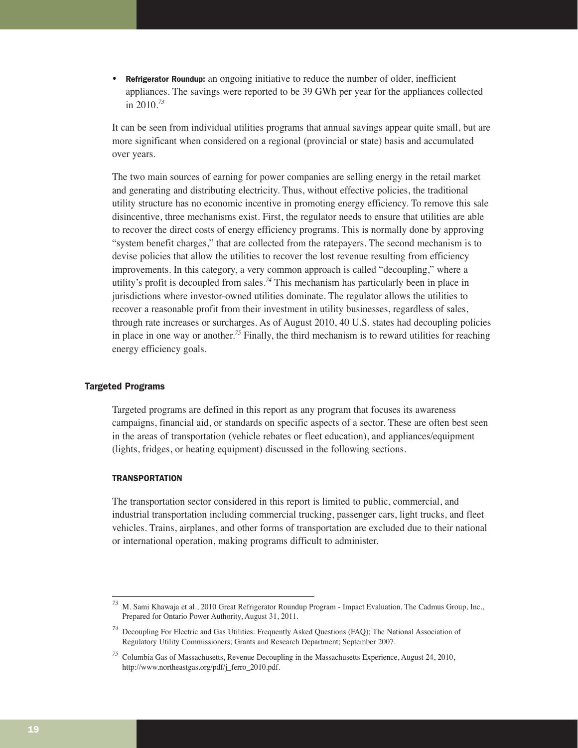- **Refrigerator Roundup:** an ongoing initiative to reduce the number of older, inefficient appliances. The savings were reported to be 39 GWh per year for the appliances collected in 2010.[73]

It can be seen from individual utilities programs that annual savings appear quite small, but are more significant when considered on a regional (provincial or state) basis and accumulated over years.

The two main sources of earning for power companies are selling energy in the retail market and generating and distributing electricity. Thus, without effective policies, the traditional utility structure has no economic incentive in promoting energy efficiency. To remove this sale disincentive, three mechanisms exist. First, the regulator needs to ensure that utilities are able to recover the direct costs of energy efficiency programs. This is normally done by approving "system benefit charges," that are collected from the ratepayers. The second mechanism is to devise policies that allow the utilities to recover the lost revenue resulting from efficiency improvements. In this category, a very common approach is called "decoupling," where a utility's profit is decoupled from sales.[74] This mechanism has particularly been in place in jurisdictions where investor-owned utilities dominate. The regulator allows the utilities to recover a reasonable profit from their investment in utility businesses, regardless of sales, through rate increases or surcharges. As of August 2010, 40 U.S. states had decoupling policies in place in one way or another.[75] Finally, the third mechanism is to reward utilities for reaching energy efficiency goals.

## Targeted Programs

Targeted programs are defined in this report as any program that focuses its awareness campaigns, financial aid, or standards on specific aspects of a sector. These are often best seen in the areas of transportation (vehicle rebates or fleet education), and appliances/equipment (lights, fridges, or heating equipment) discussed in the following sections.

### TRANSPORTATION

The transportation sector considered in this report is limited to public, commercial, and industrial transportation including commercial trucking, passenger cars, light trucks, and fleet vehicles. Trains, airplanes, and other forms of transportation are excluded due to their national or international operation, making programs difficult to administer.

---

[73] M. Sami Khawaja et al., 2010 Great Refrigerator Roundup Program - Impact Evaluation, The Cadmus Group, Inc., Prepared for Ontario Power Authority, August 31, 2011.

[74] Decoupling For Electric and Gas Utilities: Frequently Asked Questions (FAQ); The National Association of Regulatory Utility Commissioners; Grants and Research Department; September 2007.

[75] Columbia Gas of Massachusetts, Revenue Decoupling in the Massachusetts Experience, August 24, 2010, http://www.northeastgas.org/pdf/j_ferro_2010.pdf.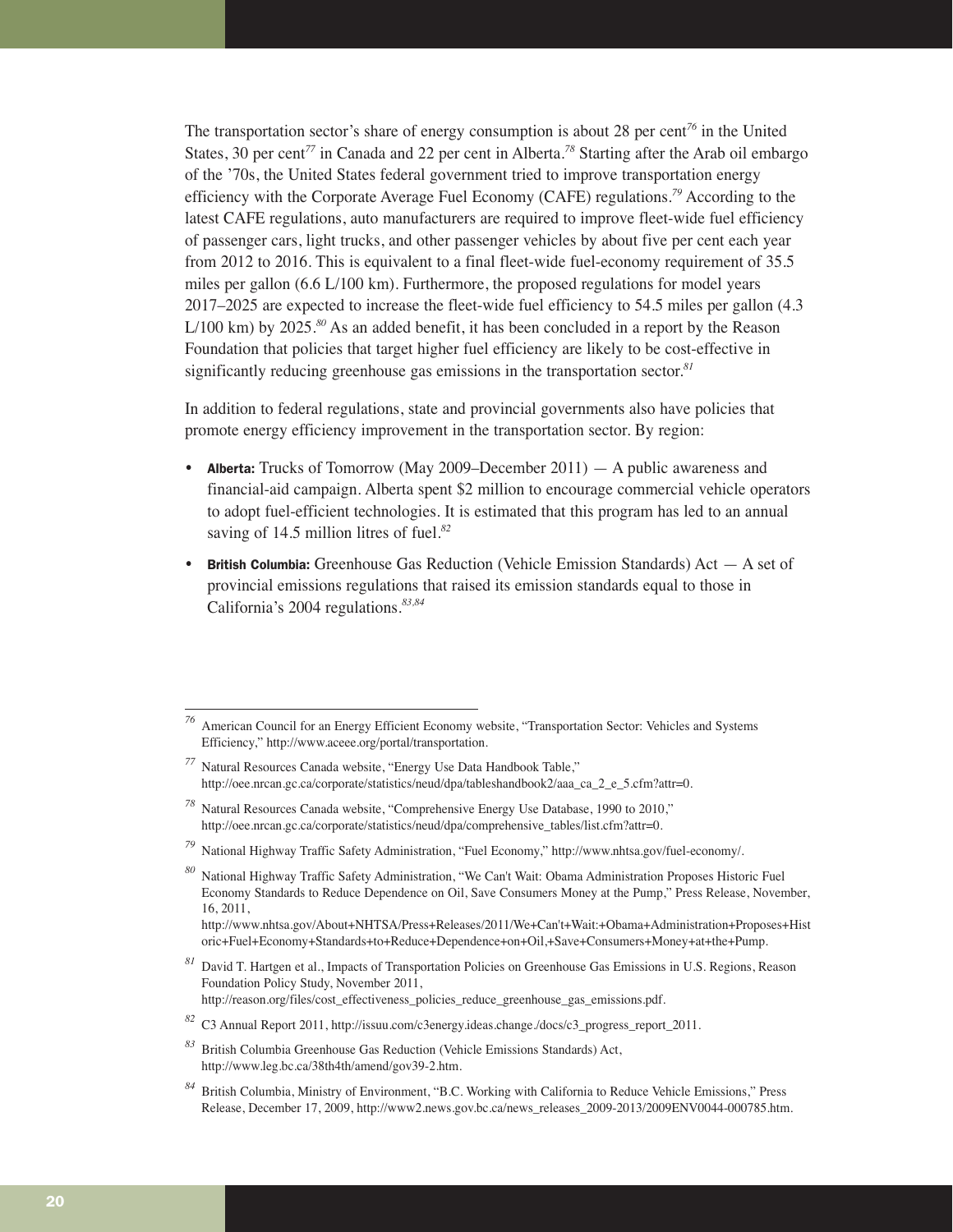The transportation sector's share of energy consumption is about 28 per cent[76] in the United States, 30 per cent[77] in Canada and 22 per cent in Alberta.[78] Starting after the Arab oil embargo of the '70s, the United States federal government tried to improve transportation energy efficiency with the Corporate Average Fuel Economy (CAFE) regulations.[79] According to the latest CAFE regulations, auto manufacturers are required to improve fleet-wide fuel efficiency of passenger cars, light trucks, and other passenger vehicles by about five per cent each year from 2012 to 2016. This is equivalent to a final fleet-wide fuel-economy requirement of 35.5 miles per gallon (6.6 L/100 km). Furthermore, the proposed regulations for model years 2017–2025 are expected to increase the fleet-wide fuel efficiency to 54.5 miles per gallon (4.3 L/100 km) by 2025.[80] As an added benefit, it has been concluded in a report by the Reason Foundation that policies that target higher fuel efficiency are likely to be cost-effective in significantly reducing greenhouse gas emissions in the transportation sector.[81]

In addition to federal regulations, state and provincial governments also have policies that promote energy efficiency improvement in the transportation sector. By region:

- **Alberta:** Trucks of Tomorrow (May 2009–December 2011) — A public awareness and financial-aid campaign. Alberta spent $2 million to encourage commercial vehicle operators to adopt fuel-efficient technologies. It is estimated that this program has led to an annual saving of 14.5 million litres of fuel.[82]
- **British Columbia:** Greenhouse Gas Reduction (Vehicle Emission Standards) Act — A set of provincial emissions regulations that raised its emission standards equal to those in California's 2004 regulations.[83,84]

---

[76] American Council for an Energy Efficient Economy website, "Transportation Sector: Vehicles and Systems Efficiency," http://www.aceee.org/portal/transportation.

[77] Natural Resources Canada website, "Energy Use Data Handbook Table," http://oee.nrcan.gc.ca/corporate/statistics/neud/dpa/tableshandbook2/aaa_ca_2_e_5.cfm?attr=0.

[78] Natural Resources Canada website, "Comprehensive Energy Use Database, 1990 to 2010," http://oee.nrcan.gc.ca/corporate/statistics/neud/dpa/comprehensive_tables/list.cfm?attr=0.

[79] National Highway Traffic Safety Administration, "Fuel Economy," http://www.nhtsa.gov/fuel-economy/.

[80] National Highway Traffic Safety Administration, "We Can't Wait: Obama Administration Proposes Historic Fuel Economy Standards to Reduce Dependence on Oil, Save Consumers Money at the Pump," Press Release, November, 16, 2011, http://www.nhtsa.gov/About+NHTSA/Press+Releases/2011/We+Can't+Wait:+Obama+Administration+Proposes+Historic+Fuel+Economy+Standards+to+Reduce+Dependence+on+Oil,+Save+Consumers+Money+at+the+Pump.

[81] David T. Hartgen et al., Impacts of Transportation Policies on Greenhouse Gas Emissions in U.S. Regions, Reason Foundation Policy Study, November 2011, http://reason.org/files/cost_effectiveness_policies_reduce_greenhouse_gas_emissions.pdf.

[82] C3 Annual Report 2011, http://issuu.com/c3energy.ideas.change./docs/c3_progress_report_2011.

[83] British Columbia Greenhouse Gas Reduction (Vehicle Emissions Standards) Act, http://www.leg.bc.ca/38th4th/amend/gov39-2.htm.

[84] British Columbia, Ministry of Environment, "B.C. Working with California to Reduce Vehicle Emissions," Press Release, December 17, 2009, http://www2.news.gov.bc.ca/news_releases_2009-2013/2009ENV0044-000785.htm.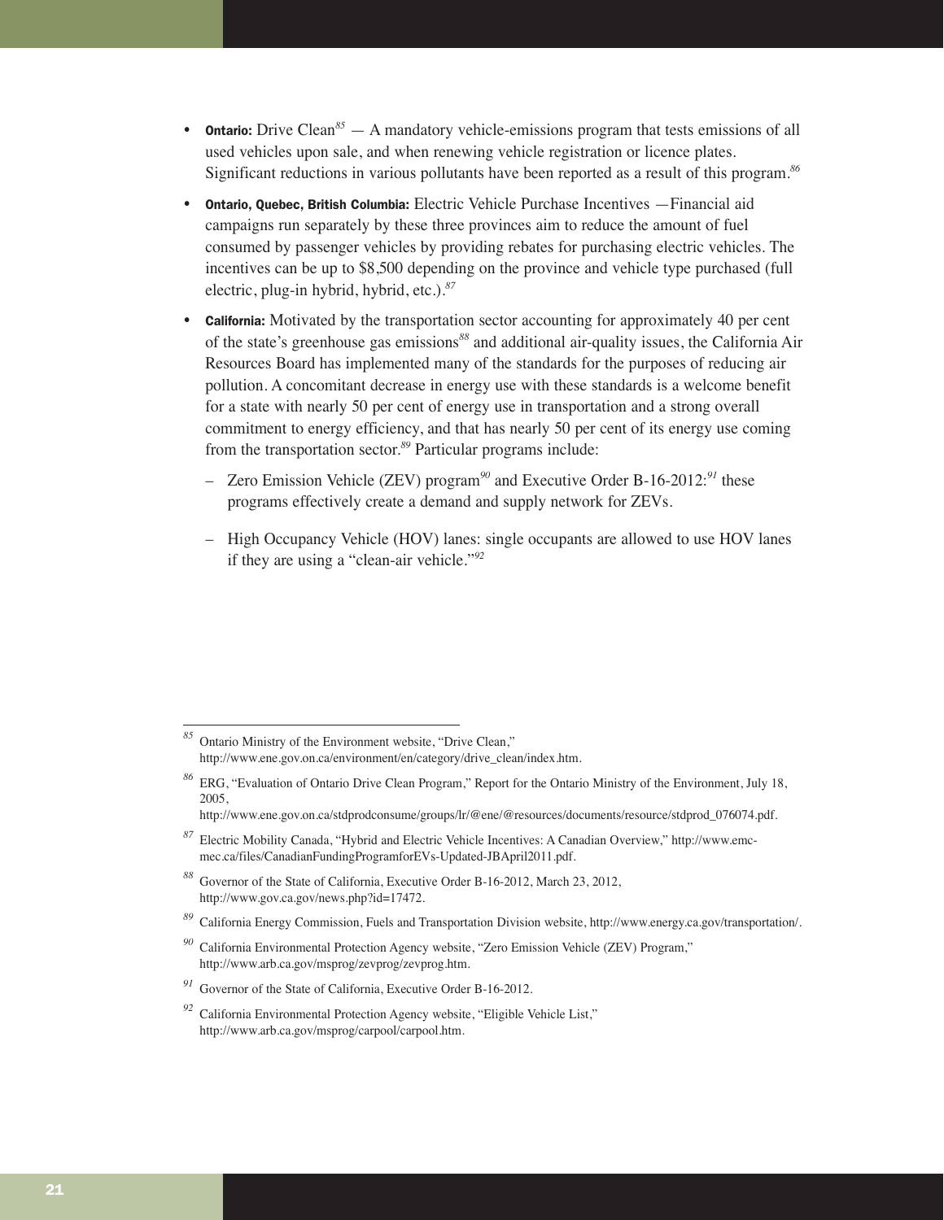- **Ontario:** Drive Clean[85] — A mandatory vehicle-emissions program that tests emissions of all used vehicles upon sale, and when renewing vehicle registration or licence plates. Significant reductions in various pollutants have been reported as a result of this program.[86]
- **Ontario, Quebec, British Columbia:** Electric Vehicle Purchase Incentives —Financial aid campaigns run separately by these three provinces aim to reduce the amount of fuel consumed by passenger vehicles by providing rebates for purchasing electric vehicles. The incentives can be up to $8,500 depending on the province and vehicle type purchased (full electric, plug-in hybrid, hybrid, etc.).[87]
- **California:** Motivated by the transportation sector accounting for approximately 40 per cent of the state's greenhouse gas emissions[88] and additional air-quality issues, the California Air Resources Board has implemented many of the standards for the purposes of reducing air pollution. A concomitant decrease in energy use with these standards is a welcome benefit for a state with nearly 50 per cent of energy use in transportation and a strong overall commitment to energy efficiency, and that has nearly 50 per cent of its energy use coming from the transportation sector.[89] Particular programs include:
  - Zero Emission Vehicle (ZEV) program[90] and Executive Order B-16-2012:[91] these programs effectively create a demand and supply network for ZEVs.
  - High Occupancy Vehicle (HOV) lanes: single occupants are allowed to use HOV lanes if they are using a "clean-air vehicle."[92]

---

[85] Ontario Ministry of the Environment website, "Drive Clean," http://www.ene.gov.on.ca/environment/en/category/drive_clean/index.htm.

[86] ERG, "Evaluation of Ontario Drive Clean Program," Report for the Ontario Ministry of the Environment, July 18, 2005, http://www.ene.gov.on.ca/stdprodconsume/groups/lr/@ene/@resources/documents/resource/stdprod_076074.pdf.

[87] Electric Mobility Canada, "Hybrid and Electric Vehicle Incentives: A Canadian Overview," http://www.emc-mec.ca/files/CanadianFundingProgramforEVs-Updated-JBApril2011.pdf.

[88] Governor of the State of California, Executive Order B-16-2012, March 23, 2012, http://www.gov.ca.gov/news.php?id=17472.

[89] California Energy Commission, Fuels and Transportation Division website, http://www.energy.ca.gov/transportation/.

[90] California Environmental Protection Agency website, "Zero Emission Vehicle (ZEV) Program," http://www.arb.ca.gov/msprog/zevprog/zevprog.htm.

[91] Governor of the State of California, Executive Order B-16-2012.

[92] California Environmental Protection Agency website, "Eligible Vehicle List," http://www.arb.ca.gov/msprog/carpool/carpool.htm.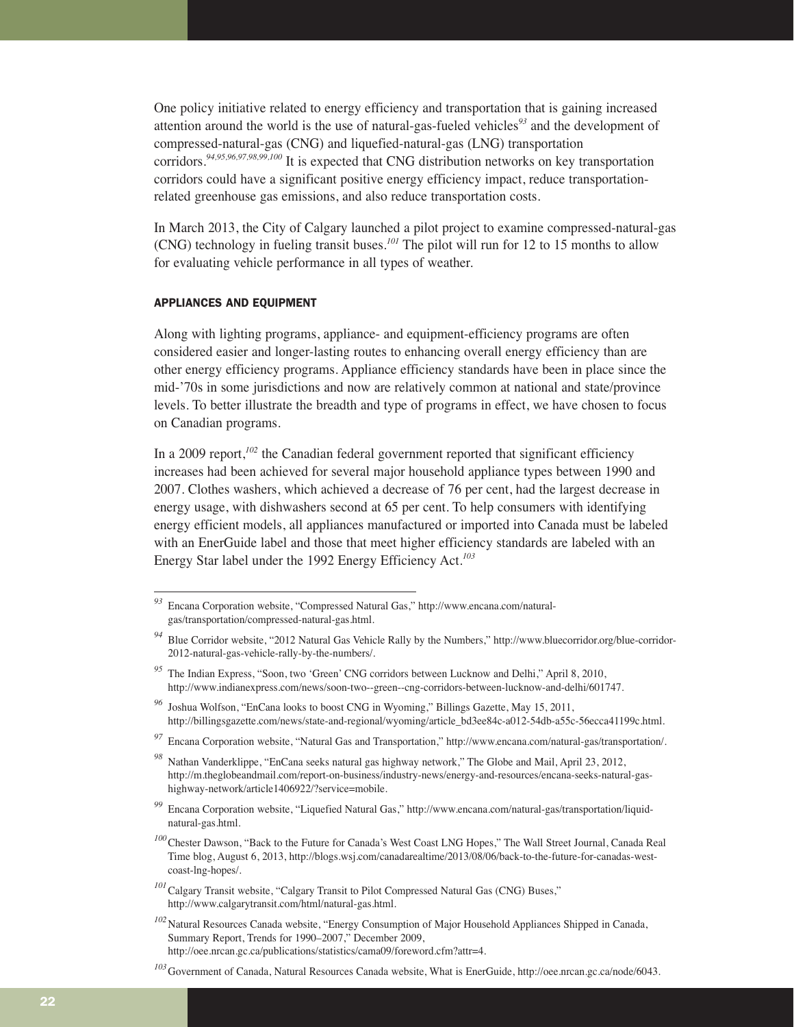One policy initiative related to energy efficiency and transportation that is gaining increased attention around the world is the use of natural-gas-fueled vehicles[93] and the development of compressed-natural-gas (CNG) and liquefied-natural-gas (LNG) transportation corridors.[94,95,96,97,98,99,100] It is expected that CNG distribution networks on key transportation corridors could have a significant positive energy efficiency impact, reduce transportation-related greenhouse gas emissions, and also reduce transportation costs.

In March 2013, the City of Calgary launched a pilot project to examine compressed-natural-gas (CNG) technology in fueling transit buses.[101] The pilot will run for 12 to 15 months to allow for evaluating vehicle performance in all types of weather.

#### APPLIANCES AND EQUIPMENT

Along with lighting programs, appliance- and equipment-efficiency programs are often considered easier and longer-lasting routes to enhancing overall energy efficiency than are other energy efficiency programs. Appliance efficiency standards have been in place since the mid-'70s in some jurisdictions and now are relatively common at national and state/province levels. To better illustrate the breadth and type of programs in effect, we have chosen to focus on Canadian programs.

In a 2009 report,[102] the Canadian federal government reported that significant efficiency increases had been achieved for several major household appliance types between 1990 and 2007. Clothes washers, which achieved a decrease of 76 per cent, had the largest decrease in energy usage, with dishwashers second at 65 per cent. To help consumers with identifying energy efficient models, all appliances manufactured or imported into Canada must be labeled with an EnerGuide label and those that meet higher efficiency standards are labeled with an Energy Star label under the 1992 Energy Efficiency Act.[103]

---

[93] Encana Corporation website, "Compressed Natural Gas," http://www.encana.com/natural-gas/transportation/compressed-natural-gas.html.

[94] Blue Corridor website, "2012 Natural Gas Vehicle Rally by the Numbers," http://www.bluecorridor.org/blue-corridor-2012-natural-gas-vehicle-rally-by-the-numbers/.

[95] The Indian Express, "Soon, two 'Green' CNG corridors between Lucknow and Delhi," April 8, 2010, http://www.indianexpress.com/news/soon-two--green--cng-corridors-between-lucknow-and-delhi/601747.

[96] Joshua Wolfson, "EnCana looks to boost CNG in Wyoming," Billings Gazette, May 15, 2011, http://billingsgazette.com/news/state-and-regional/wyoming/article_bd3ee84c-a012-54db-a55c-56ecca41199c.html.

[97] Encana Corporation website, "Natural Gas and Transportation," http://www.encana.com/natural-gas/transportation/.

[98] Nathan Vanderklippe, "EnCana seeks natural gas highway network," The Globe and Mail, April 23, 2012, http://m.theglobeandmail.com/report-on-business/industry-news/energy-and-resources/encana-seeks-natural-gas-highway-network/article1406922/?service=mobile.

[99] Encana Corporation website, "Liquefied Natural Gas," http://www.encana.com/natural-gas/transportation/liquid-natural-gas.html.

[100] Chester Dawson, "Back to the Future for Canada's West Coast LNG Hopes," The Wall Street Journal, Canada Real Time blog, August 6, 2013, http://blogs.wsj.com/canadarealtime/2013/08/06/back-to-the-future-for-canadas-west-coast-lng-hopes/.

[101] Calgary Transit website, "Calgary Transit to Pilot Compressed Natural Gas (CNG) Buses," http://www.calgarytransit.com/html/natural-gas.html.

[102] Natural Resources Canada website, "Energy Consumption of Major Household Appliances Shipped in Canada, Summary Report, Trends for 1990–2007," December 2009, http://oee.nrcan.gc.ca/publications/statistics/cama09/foreword.cfm?attr=4.

[103] Government of Canada, Natural Resources Canada website, What is EnerGuide, http://oee.nrcan.gc.ca/node/6043.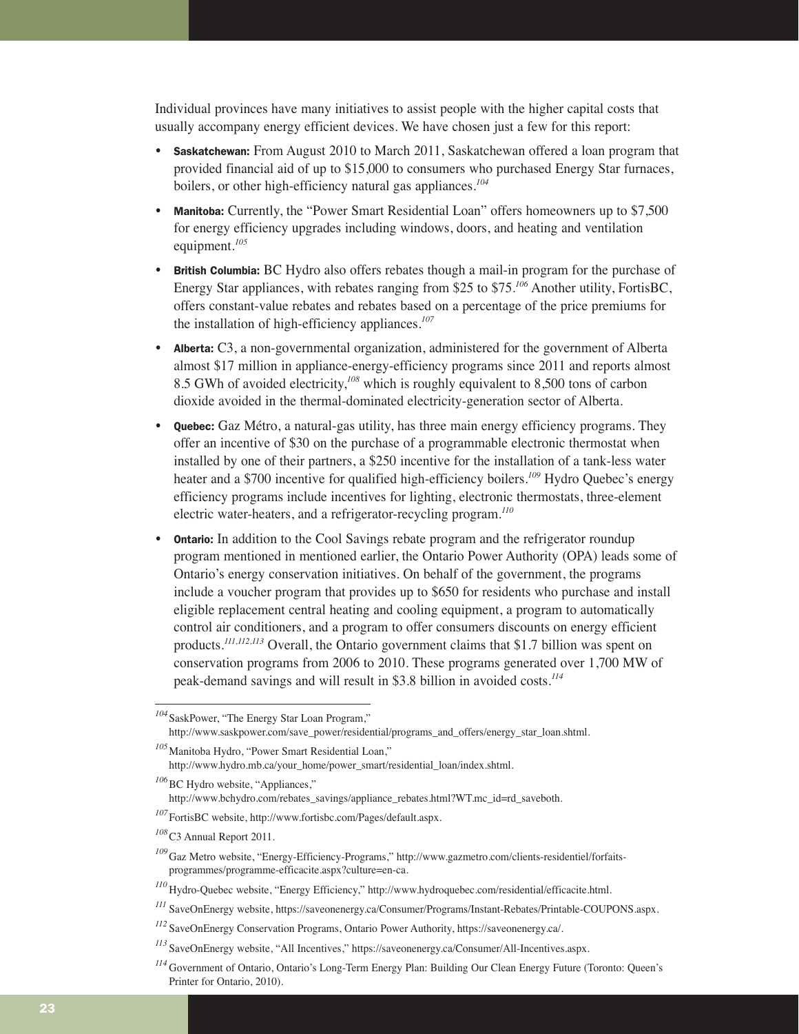Individual provinces have many initiatives to assist people with the higher capital costs that usually accompany energy efficient devices. We have chosen just a few for this report:

- **Saskatchewan:** From August 2010 to March 2011, Saskatchewan offered a loan program that provided financial aid of up to $15,000 to consumers who purchased Energy Star furnaces, boilers, or other high-efficiency natural gas appliances.[104]
- **Manitoba:** Currently, the "Power Smart Residential Loan" offers homeowners up to $7,500 for energy efficiency upgrades including windows, doors, and heating and ventilation equipment.[105]
- **British Columbia:** BC Hydro also offers rebates though a mail-in program for the purchase of Energy Star appliances, with rebates ranging from $25 to $75.[106] Another utility, FortisBC, offers constant-value rebates and rebates based on a percentage of the price premiums for the installation of high-efficiency appliances.[107]
- **Alberta:** C3, a non-governmental organization, administered for the government of Alberta almost $17 million in appliance-energy-efficiency programs since 2011 and reports almost 8.5 GWh of avoided electricity,[108] which is roughly equivalent to 8,500 tons of carbon dioxide avoided in the thermal-dominated electricity-generation sector of Alberta.
- **Quebec:** Gaz Métro, a natural-gas utility, has three main energy efficiency programs. They offer an incentive of $30 on the purchase of a programmable electronic thermostat when installed by one of their partners, a $250 incentive for the installation of a tank-less water heater and a $700 incentive for qualified high-efficiency boilers.[109] Hydro Quebec's energy efficiency programs include incentives for lighting, electronic thermostats, three-element electric water-heaters, and a refrigerator-recycling program.[110]
- **Ontario:** In addition to the Cool Savings rebate program and the refrigerator roundup program mentioned in mentioned earlier, the Ontario Power Authority (OPA) leads some of Ontario's energy conservation initiatives. On behalf of the government, the programs include a voucher program that provides up to $650 for residents who purchase and install eligible replacement central heating and cooling equipment, a program to automatically control air conditioners, and a program to offer consumers discounts on energy efficient products.[111,112,113] Overall, the Ontario government claims that $1.7 billion was spent on conservation programs from 2006 to 2010. These programs generated over 1,700 MW of peak-demand savings and will result in $3.8 billion in avoided costs.[114]

---

[104] SaskPower, "The Energy Star Loan Program," http://www.saskpower.com/save_power/residential/programs_and_offers/energy_star_loan.shtml.

[105] Manitoba Hydro, "Power Smart Residential Loan," http://www.hydro.mb.ca/your_home/power_smart/residential_loan/index.shtml.

[106] BC Hydro website, "Appliances," http://www.bchydro.com/rebates_savings/appliance_rebates.html?WT.mc_id=rd_saveboth.

[107] FortisBC website, http://www.fortisbc.com/Pages/default.aspx.

[108] C3 Annual Report 2011.

[109] Gaz Metro website, "Energy-Efficiency-Programs," http://www.gazmetro.com/clients-residentiel/forfaits-programmes/programme-efficacite.aspx?culture=en-ca.

[110] Hydro-Quebec website, "Energy Efficiency," http://www.hydroquebec.com/residential/efficacite.html.

[111] SaveOnEnergy website, https://saveonenergy.ca/Consumer/Programs/Instant-Rebates/Printable-COUPONS.aspx.

[112] SaveOnEnergy Conservation Programs, Ontario Power Authority, https://saveonenergy.ca/.

[113] SaveOnEnergy website, "All Incentives," https://saveonenergy.ca/Consumer/All-Incentives.aspx.

[114] Government of Ontario, Ontario's Long-Term Energy Plan: Building Our Clean Energy Future (Toronto: Queen's Printer for Ontario, 2010).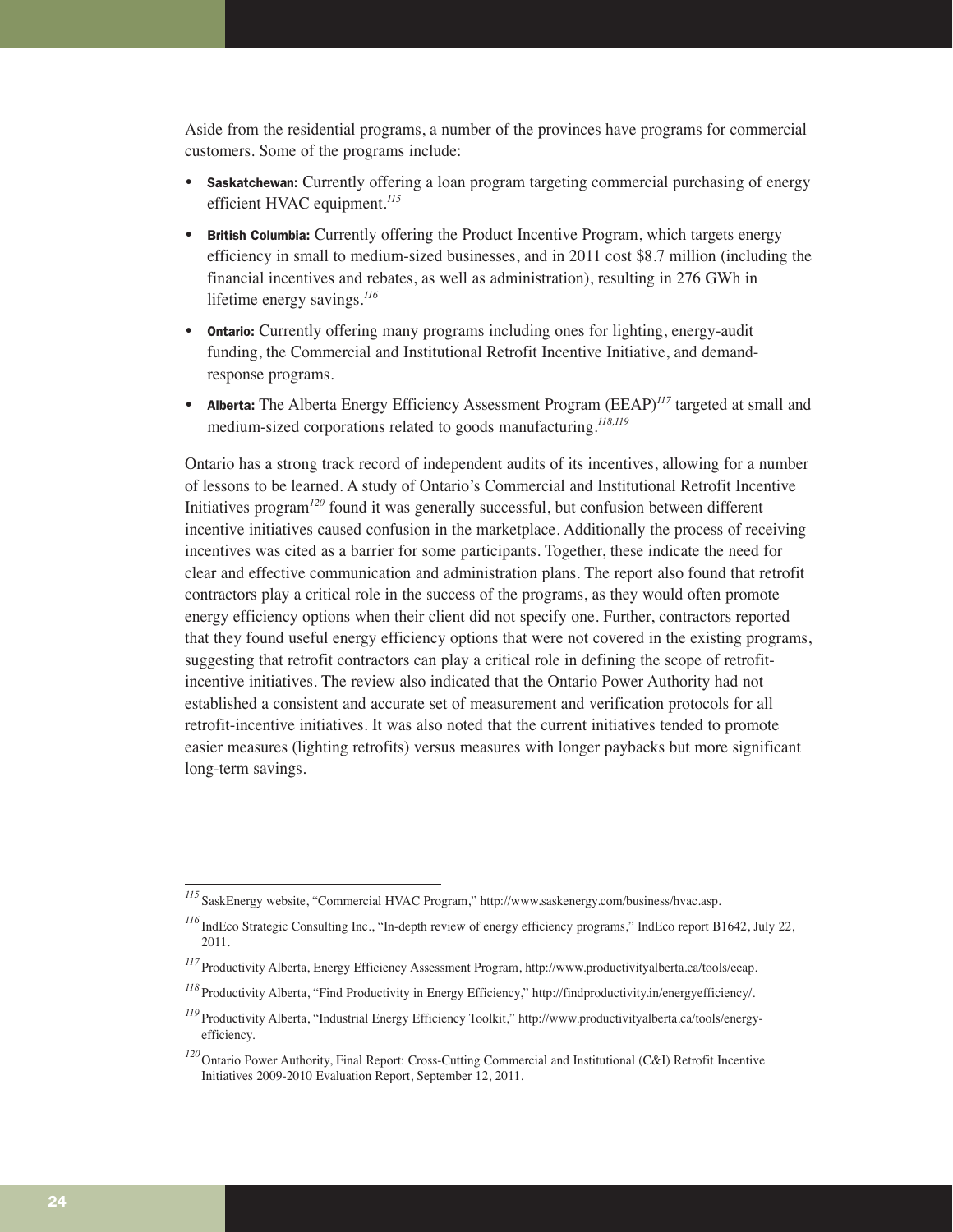Aside from the residential programs, a number of the provinces have programs for commercial customers. Some of the programs include:

- **Saskatchewan:** Currently offering a loan program targeting commercial purchasing of energy efficient HVAC equipment.[115]
- **British Columbia:** Currently offering the Product Incentive Program, which targets energy efficiency in small to medium-sized businesses, and in 2011 cost $8.7 million (including the financial incentives and rebates, as well as administration), resulting in 276 GWh in lifetime energy savings.[116]
- **Ontario:** Currently offering many programs including ones for lighting, energy-audit funding, the Commercial and Institutional Retrofit Incentive Initiative, and demand-response programs.
- **Alberta:** The Alberta Energy Efficiency Assessment Program (EEAP)[117] targeted at small and medium-sized corporations related to goods manufacturing.[118,119]

Ontario has a strong track record of independent audits of its incentives, allowing for a number of lessons to be learned. A study of Ontario's Commercial and Institutional Retrofit Incentive Initiatives program[120] found it was generally successful, but confusion between different incentive initiatives caused confusion in the marketplace. Additionally the process of receiving incentives was cited as a barrier for some participants. Together, these indicate the need for clear and effective communication and administration plans. The report also found that retrofit contractors play a critical role in the success of the programs, as they would often promote energy efficiency options when their client did not specify one. Further, contractors reported that they found useful energy efficiency options that were not covered in the existing programs, suggesting that retrofit contractors can play a critical role in defining the scope of retrofit-incentive initiatives. The review also indicated that the Ontario Power Authority had not established a consistent and accurate set of measurement and verification protocols for all retrofit-incentive initiatives. It was also noted that the current initiatives tended to promote easier measures (lighting retrofits) versus measures with longer paybacks but more significant long-term savings.

---

[115] SaskEnergy website, "Commercial HVAC Program," http://www.saskenergy.com/business/hvac.asp.

[116] IndEco Strategic Consulting Inc., "In-depth review of energy efficiency programs," IndEco report B1642, July 22, 2011.

[117] Productivity Alberta, Energy Efficiency Assessment Program, http://www.productivityalberta.ca/tools/eeap.

[118] Productivity Alberta, "Find Productivity in Energy Efficiency," http://findproductivity.in/energyefficiency/.

[119] Productivity Alberta, "Industrial Energy Efficiency Toolkit," http://www.productivityalberta.ca/tools/energy-efficiency.

[120] Ontario Power Authority, Final Report: Cross-Cutting Commercial and Institutional (C&I) Retrofit Incentive Initiatives 2009-2010 Evaluation Report, September 12, 2011.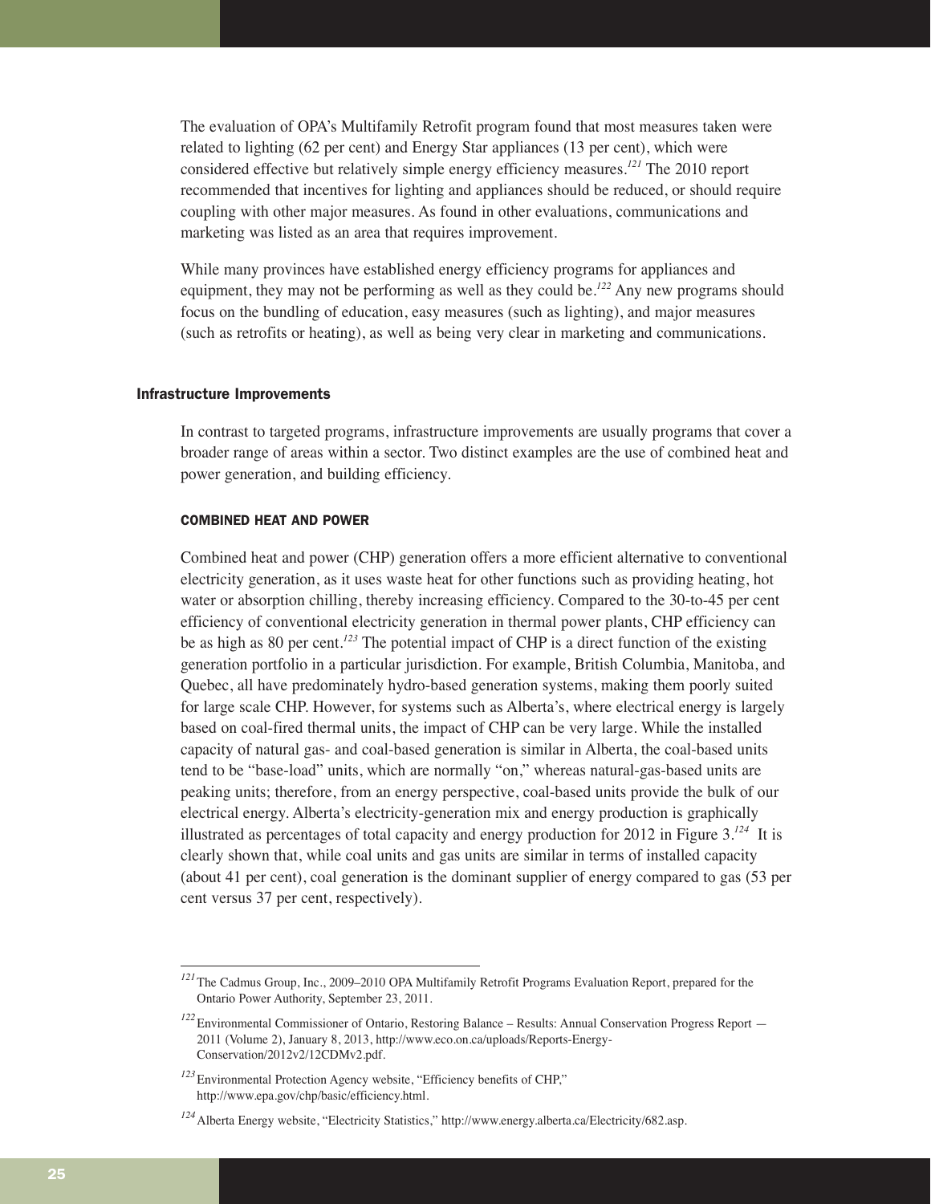The evaluation of OPA's Multifamily Retrofit program found that most measures taken were related to lighting (62 per cent) and Energy Star appliances (13 per cent), which were considered effective but relatively simple energy efficiency measures.[121] The 2010 report recommended that incentives for lighting and appliances should be reduced, or should require coupling with other major measures. As found in other evaluations, communications and marketing was listed as an area that requires improvement.

While many provinces have established energy efficiency programs for appliances and equipment, they may not be performing as well as they could be.[122] Any new programs should focus on the bundling of education, easy measures (such as lighting), and major measures (such as retrofits or heating), as well as being very clear in marketing and communications.

### Infrastructure Improvements

In contrast to targeted programs, infrastructure improvements are usually programs that cover a broader range of areas within a sector. Two distinct examples are the use of combined heat and power generation, and building efficiency.

#### COMBINED HEAT AND POWER

Combined heat and power (CHP) generation offers a more efficient alternative to conventional electricity generation, as it uses waste heat for other functions such as providing heating, hot water or absorption chilling, thereby increasing efficiency. Compared to the 30-to-45 per cent efficiency of conventional electricity generation in thermal power plants, CHP efficiency can be as high as 80 per cent.[123] The potential impact of CHP is a direct function of the existing generation portfolio in a particular jurisdiction. For example, British Columbia, Manitoba, and Quebec, all have predominately hydro-based generation systems, making them poorly suited for large scale CHP. However, for systems such as Alberta's, where electrical energy is largely based on coal-fired thermal units, the impact of CHP can be very large. While the installed capacity of natural gas- and coal-based generation is similar in Alberta, the coal-based units tend to be "base-load" units, which are normally "on," whereas natural-gas-based units are peaking units; therefore, from an energy perspective, coal-based units provide the bulk of our electrical energy. Alberta's electricity-generation mix and energy production is graphically illustrated as percentages of total capacity and energy production for 2012 in Figure 3.[124] It is clearly shown that, while coal units and gas units are similar in terms of installed capacity (about 41 per cent), coal generation is the dominant supplier of energy compared to gas (53 per cent versus 37 per cent, respectively).

---

[121] The Cadmus Group, Inc., 2009–2010 OPA Multifamily Retrofit Programs Evaluation Report, prepared for the Ontario Power Authority, September 23, 2011.

[122] Environmental Commissioner of Ontario, Restoring Balance – Results: Annual Conservation Progress Report — 2011 (Volume 2), January 8, 2013, http://www.eco.on.ca/uploads/Reports-Energy-Conservation/2012v2/12CDMv2.pdf.

[123] Environmental Protection Agency website, "Efficiency benefits of CHP," http://www.epa.gov/chp/basic/efficiency.html.

[124] Alberta Energy website, "Electricity Statistics," http://www.energy.alberta.ca/Electricity/682.asp.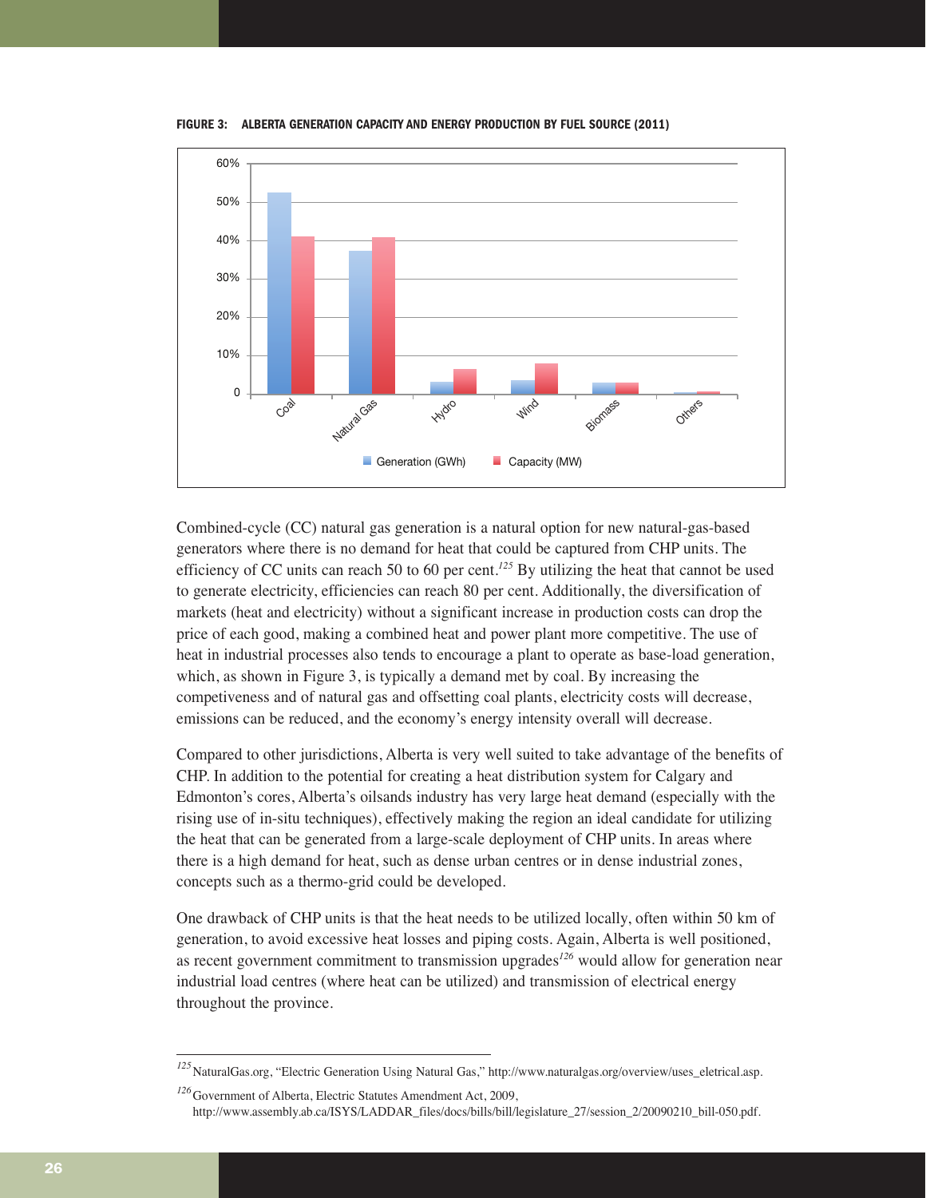**FIGURE 3: ALBERTA GENERATION CAPACITY AND ENERGY PRODUCTION BY FUEL SOURCE (2011)**

Combined-cycle (CC) natural gas generation is a natural option for new natural-gas-based generators where there is no demand for heat that could be captured from CHP units. The efficiency of CC units can reach 50 to 60 per cent.[125] By utilizing the heat that cannot be used to generate electricity, efficiencies can reach 80 per cent. Additionally, the diversification of markets (heat and electricity) without a significant increase in production costs can drop the price of each good, making a combined heat and power plant more competitive. The use of heat in industrial processes also tends to encourage a plant to operate as base-load generation, which, as shown in Figure 3, is typically a demand met by coal. By increasing the competitiveness and of natural gas and offsetting coal plants, electricity costs will decrease, emissions can be reduced, and the economy's energy intensity overall will decrease.

Compared to other jurisdictions, Alberta is very well suited to take advantage of the benefits of CHP. In addition to the potential for creating a heat distribution system for Calgary and Edmonton's cores, Alberta's oilsands industry has very large heat demand (especially with the rising use of in-situ techniques), effectively making the region an ideal candidate for utilizing the heat that can be generated from a large-scale deployment of CHP units. In areas where there is a high demand for heat, such as dense urban centres or in dense industrial zones, concepts such as a thermo-grid could be developed.

One drawback of CHP units is that the heat needs to be utilized locally, often within 50 km of generation, to avoid excessive heat losses and piping costs. Again, Alberta is well positioned, as recent government commitment to transmission upgrades[126] would allow for generation near industrial load centres (where heat can be utilized) and transmission of electrical energy throughout the province.

---

[125] NaturalGas.org, "Electric Generation Using Natural Gas," http://www.naturalgas.org/overview/uses_eletrical.asp.

[126] Government of Alberta, Electric Statutes Amendment Act, 2009, http://www.assembly.ab.ca/ISYS/LADDAR_files/docs/bills/bill/legislature_27/session_2/20090210_bill-050.pdf.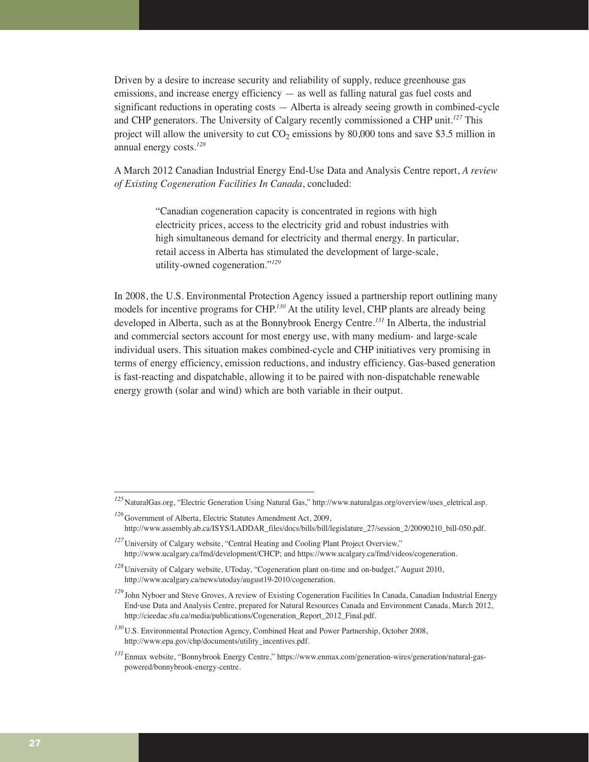Driven by a desire to increase security and reliability of supply, reduce greenhouse gas emissions, and increase energy efficiency — as well as falling natural gas fuel costs and significant reductions in operating costs — Alberta is already seeing growth in combined-cycle and CHP generators. The University of Calgary recently commissioned a CHP unit.[127] This project will allow the university to cut $CO_2$ emissions by 80,000 tons and save $3.5 million in annual energy costs.[128]

A March 2012 Canadian Industrial Energy End-Use Data and Analysis Centre report, *A review of Existing Cogeneration Facilities In Canada*, concluded:

> "Canadian cogeneration capacity is concentrated in regions with high electricity prices, access to the electricity grid and robust industries with high simultaneous demand for electricity and thermal energy. In particular, retail access in Alberta has stimulated the development of large-scale, utility-owned cogeneration."[129]

In 2008, the U.S. Environmental Protection Agency issued a partnership report outlining many models for incentive programs for CHP.[130] At the utility level, CHP plants are already being developed in Alberta, such as at the Bonnybrook Energy Centre.[131] In Alberta, the industrial and commercial sectors account for most energy use, with many medium- and large-scale individual users. This situation makes combined-cycle and CHP initiatives very promising in terms of energy efficiency, emission reductions, and industry efficiency. Gas-based generation is fast-reacting and dispatchable, allowing it to be paired with non-dispatchable renewable energy growth (solar and wind) which are both variable in their output.

---

[125] NaturalGas.org, "Electric Generation Using Natural Gas," http://www.naturalgas.org/overview/uses_eletrical.asp.

[126] Government of Alberta, Electric Statutes Amendment Act, 2009, http://www.assembly.ab.ca/ISYS/LADDAR_files/docs/bills/bill/legislature_27/session_2/20090210_bill-050.pdf.

[127] University of Calgary website, "Central Heating and Cooling Plant Project Overview," http://www.ucalgary.ca/fmd/development/CHCP; and https://www.ucalgary.ca/fmd/videos/cogeneration.

[128] University of Calgary website, UToday, "Cogeneration plant on-time and on-budget," August 2010, http://www.ucalgary.ca/news/utoday/august19-2010/cogeneration.

[129] John Nyboer and Steve Groves, A review of Existing Cogeneration Facilities In Canada, Canadian Industrial Energy End-use Data and Analysis Centre, prepared for Natural Resources Canada and Environment Canada, March 2012, http://cieedac.sfu.ca/media/publications/Cogeneration_Report_2012_Final.pdf.

[130] U.S. Environmental Protection Agency, Combined Heat and Power Partnership, October 2008, http://www.epa.gov/chp/documents/utility_incentives.pdf.

[131] Enmax website, "Bonnybrook Energy Centre," https://www.enmax.com/generation-wires/generation/natural-gas-powered/bonnybrook-energy-centre.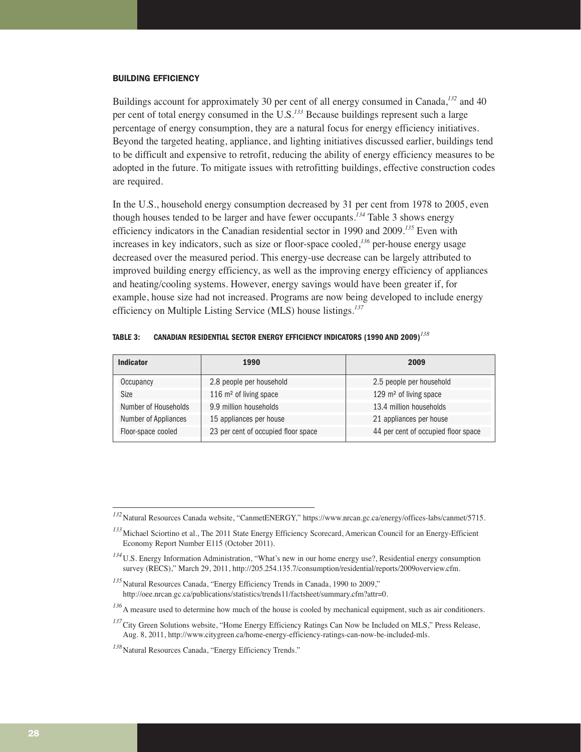### BUILDING EFFICIENCY

Buildings account for approximately 30 per cent of all energy consumed in Canada,[132] and 40 per cent of total energy consumed in the U.S.[133] Because buildings represent such a large percentage of energy consumption, they are a natural focus for energy efficiency initiatives. Beyond the targeted heating, appliance, and lighting initiatives discussed earlier, buildings tend to be difficult and expensive to retrofit, reducing the ability of energy efficiency measures to be adopted in the future. To mitigate issues with retrofitting buildings, effective construction codes are required.

In the U.S., household energy consumption decreased by 31 per cent from 1978 to 2005, even though houses tended to be larger and have fewer occupants.[134] Table 3 shows energy efficiency indicators in the Canadian residential sector in 1990 and 2009.[135] Even with increases in key indicators, such as size or floor-space cooled,[136] per-house energy usage decreased over the measured period. This energy-use decrease can be largely attributed to improved building energy efficiency, as well as the improving energy efficiency of appliances and heating/cooling systems. However, energy savings would have been greater if, for example, house size had not increased. Programs are now being developed to include energy efficiency on Multiple Listing Service (MLS) house listings.[137]

**TABLE 3: CANADIAN RESIDENTIAL SECTOR ENERGY EFFICIENCY INDICATORS (1990 AND 2009)[138]**

| Indicator | 1990 | 2009 |
|---|---|---|
| Occupancy | 2.8 people per household | 2.5 people per household |
| Size | 116 m² of living space | 129 m² of living space |
| Number of Households | 9.9 million households | 13.4 million households |
| Number of Appliances | 15 appliances per house | 21 appliances per house |
| Floor-space cooled | 23 per cent of occupied floor space | 44 per cent of occupied floor space |

---

[132] Natural Resources Canada website, "CanmetENERGY," https://www.nrcan.gc.ca/energy/offices-labs/canmet/5715.

[133] Michael Sciortino et al., The 2011 State Energy Efficiency Scorecard, American Council for an Energy-Efficient Economy Report Number E115 (October 2011).

[134] U.S. Energy Information Administration, "What's new in our home energy use?, Residential energy consumption survey (RECS)," March 29, 2011, http://205.254.135.7/consumption/residential/reports/2009overview.cfm.

[135] Natural Resources Canada, "Energy Efficiency Trends in Canada, 1990 to 2009," http://oee.nrcan.gc.ca/publications/statistics/trends11/factsheet/summary.cfm?attr=0.

[136] A measure used to determine how much of the house is cooled by mechanical equipment, such as air conditioners.

[137] City Green Solutions website, "Home Energy Efficiency Ratings Can Now be Included on MLS," Press Release, Aug. 8, 2011, http://www.citygreen.ca/home-energy-efficiency-ratings-can-now-be-included-mls.

[138] Natural Resources Canada, "Energy Efficiency Trends."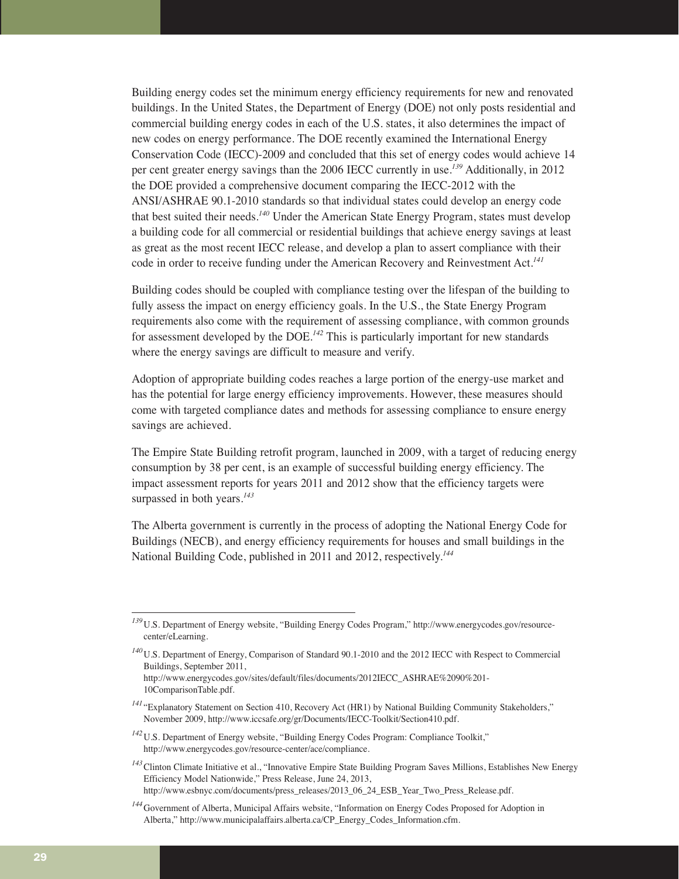Building energy codes set the minimum energy efficiency requirements for new and renovated buildings. In the United States, the Department of Energy (DOE) not only posts residential and commercial building energy codes in each of the U.S. states, it also determines the impact of new codes on energy performance. The DOE recently examined the International Energy Conservation Code (IECC)-2009 and concluded that this set of energy codes would achieve 14 per cent greater energy savings than the 2006 IECC currently in use.[139] Additionally, in 2012 the DOE provided a comprehensive document comparing the IECC-2012 with the ANSI/ASHRAE 90.1-2010 standards so that individual states could develop an energy code that best suited their needs.[140] Under the American State Energy Program, states must develop a building code for all commercial or residential buildings that achieve energy savings at least as great as the most recent IECC release, and develop a plan to assert compliance with their code in order to receive funding under the American Recovery and Reinvestment Act.[141]

Building codes should be coupled with compliance testing over the lifespan of the building to fully assess the impact on energy efficiency goals. In the U.S., the State Energy Program requirements also come with the requirement of assessing compliance, with common grounds for assessment developed by the DOE.[142] This is particularly important for new standards where the energy savings are difficult to measure and verify.

Adoption of appropriate building codes reaches a large portion of the energy-use market and has the potential for large energy efficiency improvements. However, these measures should come with targeted compliance dates and methods for assessing compliance to ensure energy savings are achieved.

The Empire State Building retrofit program, launched in 2009, with a target of reducing energy consumption by 38 per cent, is an example of successful building energy efficiency. The impact assessment reports for years 2011 and 2012 show that the efficiency targets were surpassed in both years.[143]

The Alberta government is currently in the process of adopting the National Energy Code for Buildings (NECB), and energy efficiency requirements for houses and small buildings in the National Building Code, published in 2011 and 2012, respectively.[144]

---

[139] U.S. Department of Energy website, "Building Energy Codes Program," http://www.energycodes.gov/resource-center/eLearning.

[140] U.S. Department of Energy, Comparison of Standard 90.1-2010 and the 2012 IECC with Respect to Commercial Buildings, September 2011, http://www.energycodes.gov/sites/default/files/documents/2012IECC_ASHRAE%2090%201-10ComparisonTable.pdf.

[141] "Explanatory Statement on Section 410, Recovery Act (HR1) by National Building Community Stakeholders," November 2009, http://www.iccsafe.org/gr/Documents/IECC-Toolkit/Section410.pdf.

[142] U.S. Department of Energy website, "Building Energy Codes Program: Compliance Toolkit," http://www.energycodes.gov/resource-center/ace/compliance.

[143] Clinton Climate Initiative et al., "Innovative Empire State Building Program Saves Millions, Establishes New Energy Efficiency Model Nationwide," Press Release, June 24, 2013, http://www.esbnyc.com/documents/press_releases/2013_06_24_ESB_Year_Two_Press_Release.pdf.

[144] Government of Alberta, Municipal Affairs website, "Information on Energy Codes Proposed for Adoption in Alberta," http://www.municipalaffairs.alberta.ca/CP_Energy_Codes_Information.cfm.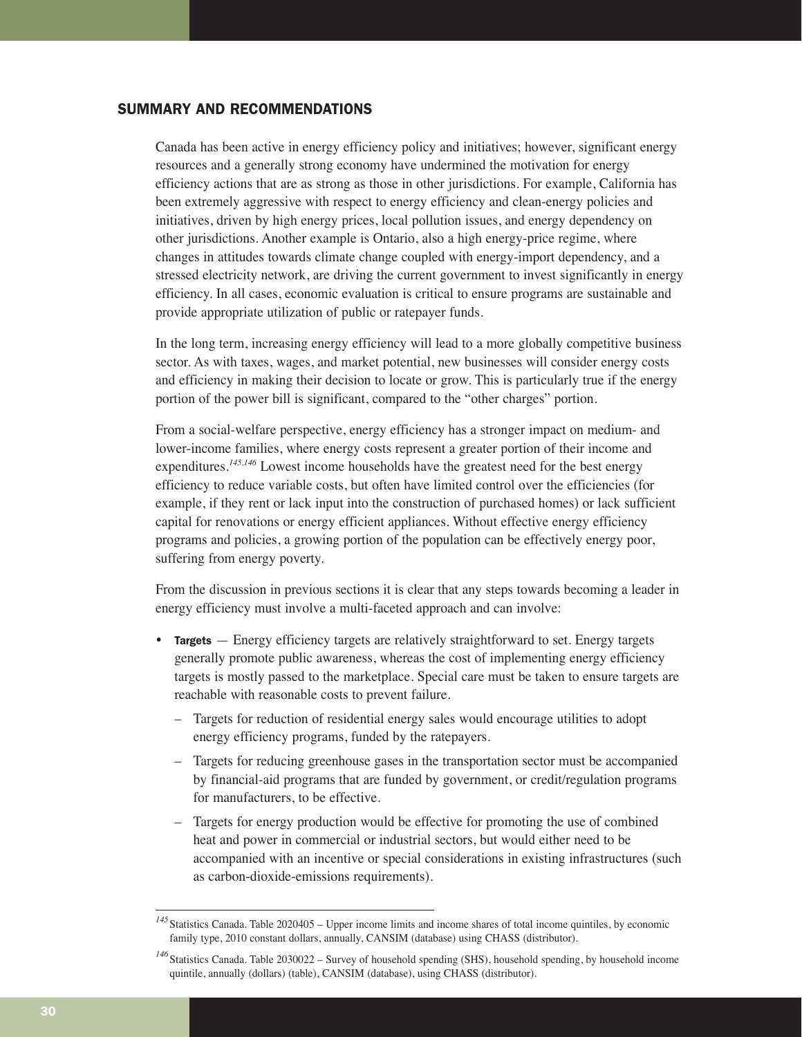## SUMMARY AND RECOMMENDATIONS

Canada has been active in energy efficiency policy and initiatives; however, significant energy resources and a generally strong economy have undermined the motivation for energy efficiency actions that are as strong as those in other jurisdictions. For example, California has been extremely aggressive with respect to energy efficiency and clean-energy policies and initiatives, driven by high energy prices, local pollution issues, and energy dependency on other jurisdictions. Another example is Ontario, also a high energy-price regime, where changes in attitudes towards climate change coupled with energy-import dependency, and a stressed electricity network, are driving the current government to invest significantly in energy efficiency. In all cases, economic evaluation is critical to ensure programs are sustainable and provide appropriate utilization of public or ratepayer funds.

In the long term, increasing energy efficiency will lead to a more globally competitive business sector. As with taxes, wages, and market potential, new businesses will consider energy costs and efficiency in making their decision to locate or grow. This is particularly true if the energy portion of the power bill is significant, compared to the "other charges" portion.

From a social-welfare perspective, energy efficiency has a stronger impact on medium- and lower-income families, where energy costs represent a greater portion of their income and expenditures.[145,146] Lowest income households have the greatest need for the best energy efficiency to reduce variable costs, but often have limited control over the efficiencies (for example, if they rent or lack input into the construction of purchased homes) or lack sufficient capital for renovations or energy efficient appliances. Without effective energy efficiency programs and policies, a growing portion of the population can be effectively energy poor, suffering from energy poverty.

From the discussion in previous sections it is clear that any steps towards becoming a leader in energy efficiency must involve a multi-faceted approach and can involve:

- **Targets** — Energy efficiency targets are relatively straightforward to set. Energy targets generally promote public awareness, whereas the cost of implementing energy efficiency targets is mostly passed to the marketplace. Special care must be taken to ensure targets are reachable with reasonable costs to prevent failure.
  - Targets for reduction of residential energy sales would encourage utilities to adopt energy efficiency programs, funded by the ratepayers.
  - Targets for reducing greenhouse gases in the transportation sector must be accompanied by financial-aid programs that are funded by government, or credit/regulation programs for manufacturers, to be effective.
  - Targets for energy production would be effective for promoting the use of combined heat and power in commercial or industrial sectors, but would either need to be accompanied with an incentive or special considerations in existing infrastructures (such as carbon-dioxide-emissions requirements).

---

[145] Statistics Canada. Table 2020405 – Upper income limits and income shares of total income quintiles, by economic family type, 2010 constant dollars, annually, CANSIM (database) using CHASS (distributor).

[146] Statistics Canada. Table 2030022 – Survey of household spending (SHS), household spending, by household income quintile, annually (dollars) (table), CANSIM (database), using CHASS (distributor).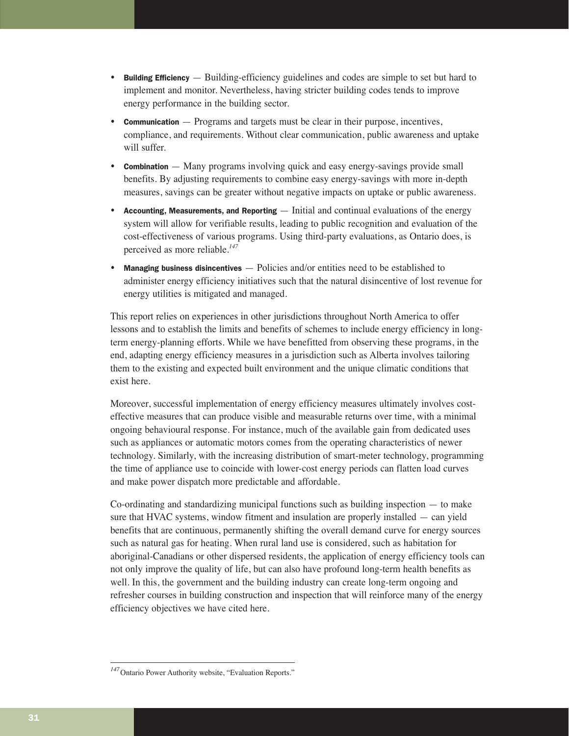- **Building Efficiency** — Building-efficiency guidelines and codes are simple to set but hard to implement and monitor. Nevertheless, having stricter building codes tends to improve energy performance in the building sector.
- **Communication** — Programs and targets must be clear in their purpose, incentives, compliance, and requirements. Without clear communication, public awareness and uptake will suffer.
- **Combination** — Many programs involving quick and easy energy-savings provide small benefits. By adjusting requirements to combine easy energy-savings with more in-depth measures, savings can be greater without negative impacts on uptake or public awareness.
- **Accounting, Measurements, and Reporting** — Initial and continual evaluations of the energy system will allow for verifiable results, leading to public recognition and evaluation of the cost-effectiveness of various programs. Using third-party evaluations, as Ontario does, is perceived as more reliable.[147]
- **Managing business disincentives** — Policies and/or entities need to be established to administer energy efficiency initiatives such that the natural disincentive of lost revenue for energy utilities is mitigated and managed.

This report relies on experiences in other jurisdictions throughout North America to offer lessons and to establish the limits and benefits of schemes to include energy efficiency in long-term energy-planning efforts. While we have benefitted from observing these programs, in the end, adapting energy efficiency measures in a jurisdiction such as Alberta involves tailoring them to the existing and expected built environment and the unique climatic conditions that exist here.

Moreover, successful implementation of energy efficiency measures ultimately involves cost-effective measures that can produce visible and measurable returns over time, with a minimal ongoing behavioural response. For instance, much of the available gain from dedicated uses such as appliances or automatic motors comes from the operating characteristics of newer technology. Similarly, with the increasing distribution of smart-meter technology, programming the time of appliance use to coincide with lower-cost energy periods can flatten load curves and make power dispatch more predictable and affordable.

Co-ordinating and standardizing municipal functions such as building inspection — to make sure that HVAC systems, window fitment and insulation are properly installed — can yield benefits that are continuous, permanently shifting the overall demand curve for energy sources such as natural gas for heating. When rural land use is considered, such as habitation for aboriginal-Canadians or other dispersed residents, the application of energy efficiency tools can not only improve the quality of life, but can also have profound long-term health benefits as well. In this, the government and the building industry can create long-term ongoing and refresher courses in building construction and inspection that will reinforce many of the energy efficiency objectives we have cited here.

[147] Ontario Power Authority website, "Evaluation Reports."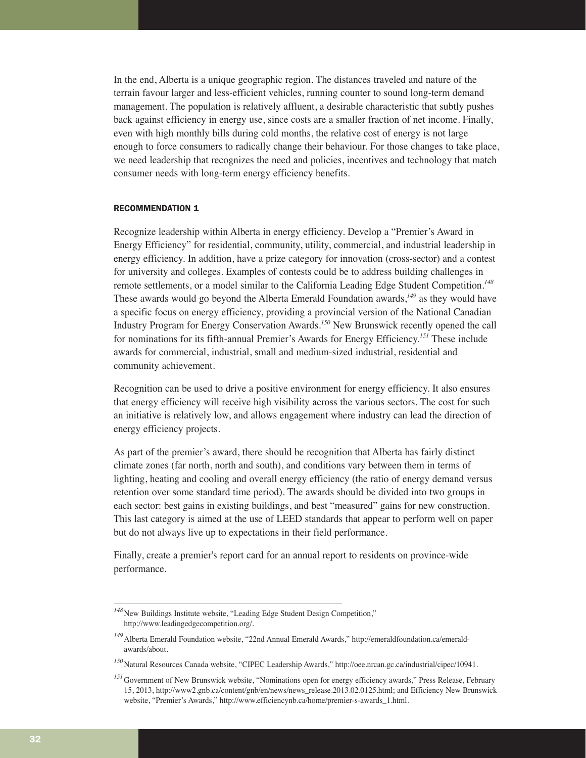In the end, Alberta is a unique geographic region. The distances traveled and nature of the terrain favour larger and less-efficient vehicles, running counter to sound long-term demand management. The population is relatively affluent, a desirable characteristic that subtly pushes back against efficiency in energy use, since costs are a smaller fraction of net income. Finally, even with high monthly bills during cold months, the relative cost of energy is not large enough to force consumers to radically change their behaviour. For those changes to take place, we need leadership that recognizes the need and policies, incentives and technology that match consumer needs with long-term energy efficiency benefits.

#### RECOMMENDATION 1

Recognize leadership within Alberta in energy efficiency. Develop a "Premier's Award in Energy Efficiency" for residential, community, utility, commercial, and industrial leadership in energy efficiency. In addition, have a prize category for innovation (cross-sector) and a contest for university and colleges. Examples of contests could be to address building challenges in remote settlements, or a model similar to the California Leading Edge Student Competition.[148] These awards would go beyond the Alberta Emerald Foundation awards,[149] as they would have a specific focus on energy efficiency, providing a provincial version of the National Canadian Industry Program for Energy Conservation Awards.[150] New Brunswick recently opened the call for nominations for its fifth-annual Premier's Awards for Energy Efficiency.[151] These include awards for commercial, industrial, small and medium-sized industrial, residential and community achievement.

Recognition can be used to drive a positive environment for energy efficiency. It also ensures that energy efficiency will receive high visibility across the various sectors. The cost for such an initiative is relatively low, and allows engagement where industry can lead the direction of energy efficiency projects.

As part of the premier's award, there should be recognition that Alberta has fairly distinct climate zones (far north, north and south), and conditions vary between them in terms of lighting, heating and cooling and overall energy efficiency (the ratio of energy demand versus retention over some standard time period). The awards should be divided into two groups in each sector: best gains in existing buildings, and best "measured" gains for new construction. This last category is aimed at the use of LEED standards that appear to perform well on paper but do not always live up to expectations in their field performance.

Finally, create a premier's report card for an annual report to residents on province-wide performance.

---

[148] New Buildings Institute website, "Leading Edge Student Design Competition," http://www.leadingedgecompetition.org/.

[149] Alberta Emerald Foundation website, "22nd Annual Emerald Awards," http://emeraldfoundation.ca/emerald-awards/about.

[150] Natural Resources Canada website, "CIPEC Leadership Awards," http://oee.nrcan.gc.ca/industrial/cipec/10941.

[151] Government of New Brunswick website, "Nominations open for energy efficiency awards," Press Release, February 15, 2013, http://www2.gnb.ca/content/gnb/en/news/news_release.2013.02.0125.html; and Efficiency New Brunswick website, "Premier's Awards," http://www.efficiencynb.ca/home/premier-s-awards_1.html.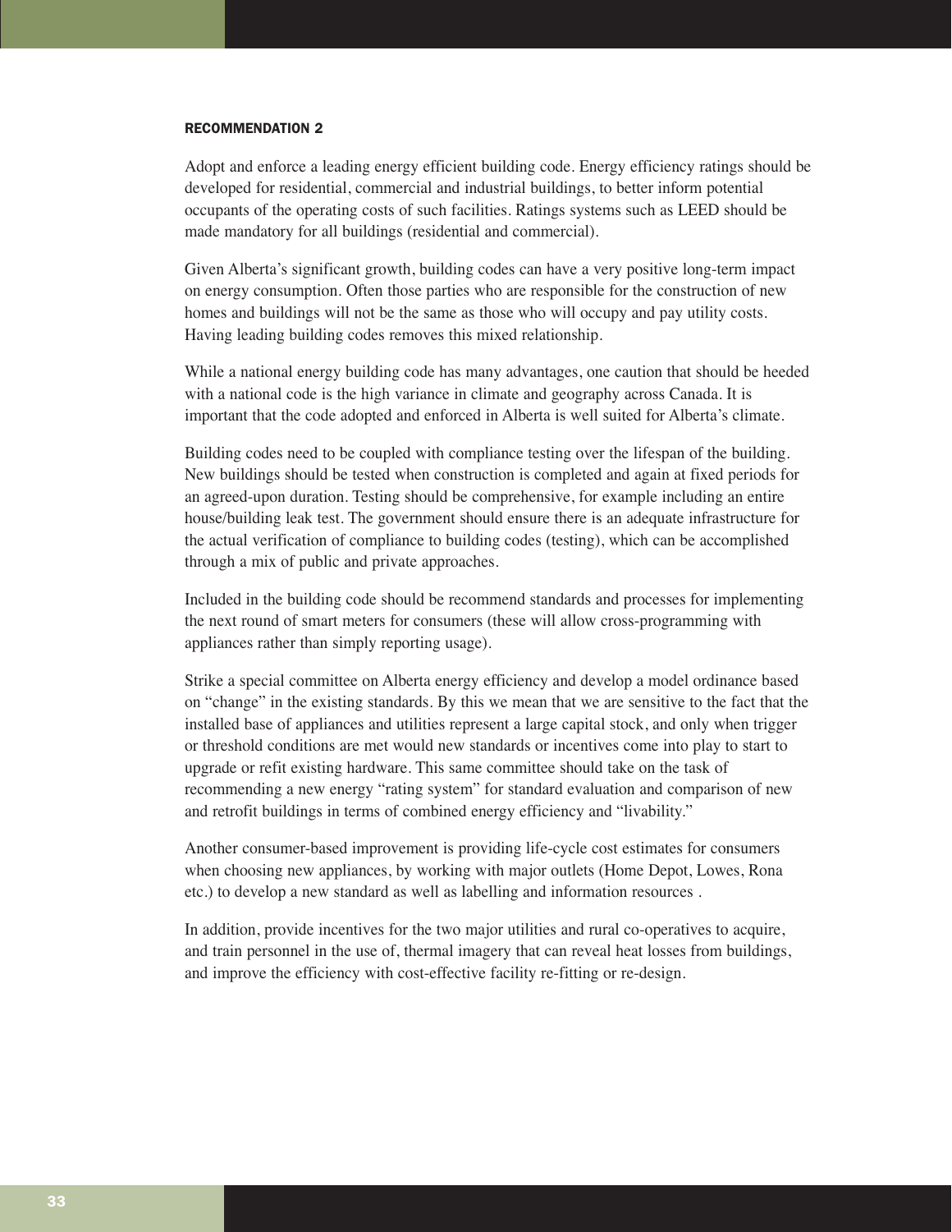#### RECOMMENDATION 2

Adopt and enforce a leading energy efficient building code. Energy efficiency ratings should be developed for residential, commercial and industrial buildings, to better inform potential occupants of the operating costs of such facilities. Ratings systems such as LEED should be made mandatory for all buildings (residential and commercial).

Given Alberta's significant growth, building codes can have a very positive long-term impact on energy consumption. Often those parties who are responsible for the construction of new homes and buildings will not be the same as those who will occupy and pay utility costs. Having leading building codes removes this mixed relationship.

While a national energy building code has many advantages, one caution that should be heeded with a national code is the high variance in climate and geography across Canada. It is important that the code adopted and enforced in Alberta is well suited for Alberta's climate.

Building codes need to be coupled with compliance testing over the lifespan of the building. New buildings should be tested when construction is completed and again at fixed periods for an agreed-upon duration. Testing should be comprehensive, for example including an entire house/building leak test. The government should ensure there is an adequate infrastructure for the actual verification of compliance to building codes (testing), which can be accomplished through a mix of public and private approaches.

Included in the building code should be recommend standards and processes for implementing the next round of smart meters for consumers (these will allow cross-programming with appliances rather than simply reporting usage).

Strike a special committee on Alberta energy efficiency and develop a model ordinance based on "change" in the existing standards. By this we mean that we are sensitive to the fact that the installed base of appliances and utilities represent a large capital stock, and only when trigger or threshold conditions are met would new standards or incentives come into play to start to upgrade or refit existing hardware. This same committee should take on the task of recommending a new energy "rating system" for standard evaluation and comparison of new and retrofit buildings in terms of combined energy efficiency and "livability."

Another consumer-based improvement is providing life-cycle cost estimates for consumers when choosing new appliances, by working with major outlets (Home Depot, Lowes, Rona etc.) to develop a new standard as well as labelling and information resources .

In addition, provide incentives for the two major utilities and rural co-operatives to acquire, and train personnel in the use of, thermal imagery that can reveal heat losses from buildings, and improve the efficiency with cost-effective facility re-fitting or re-design.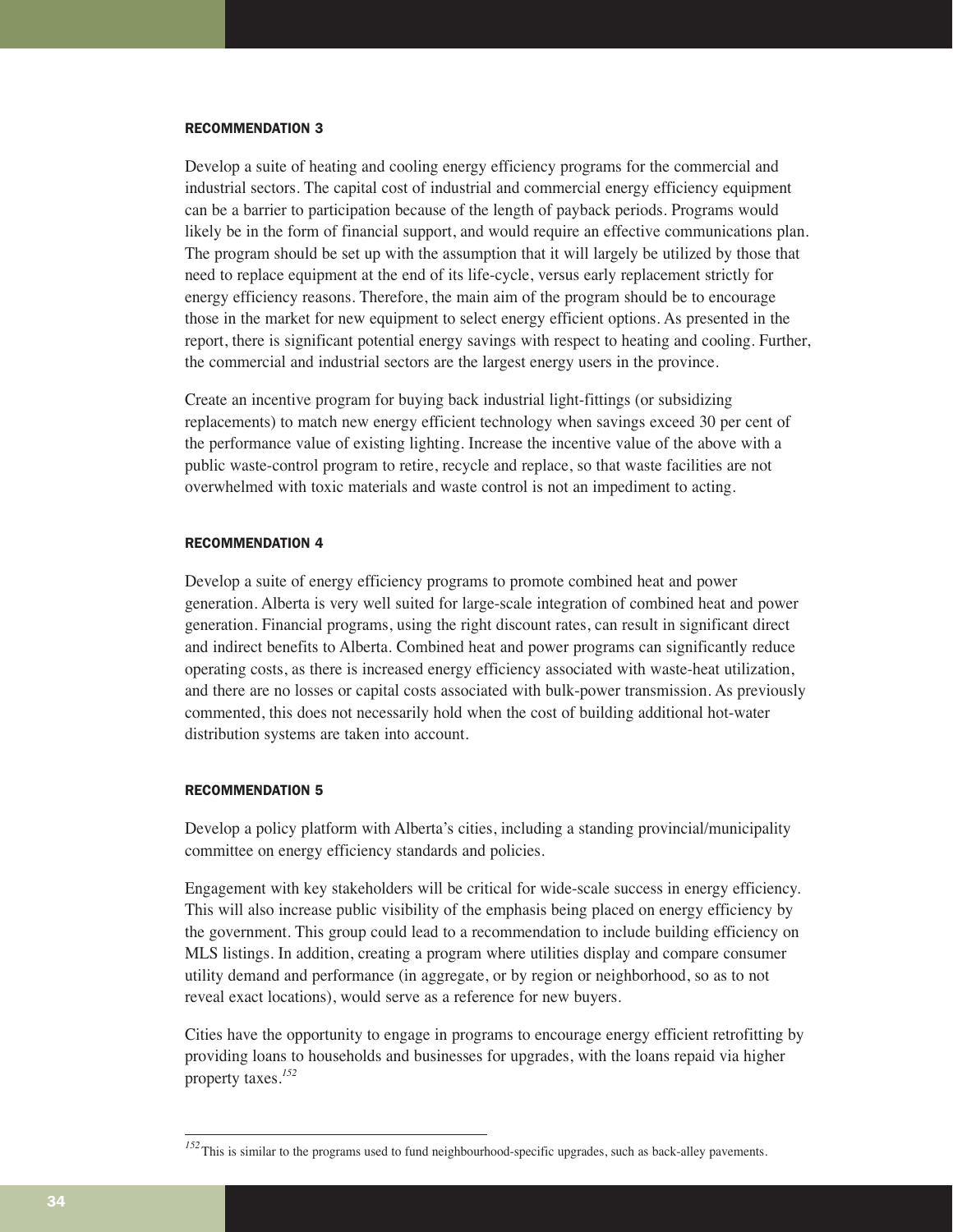#### RECOMMENDATION 3

Develop a suite of heating and cooling energy efficiency programs for the commercial and industrial sectors. The capital cost of industrial and commercial energy efficiency equipment can be a barrier to participation because of the length of payback periods. Programs would likely be in the form of financial support, and would require an effective communications plan. The program should be set up with the assumption that it will largely be utilized by those that need to replace equipment at the end of its life-cycle, versus early replacement strictly for energy efficiency reasons. Therefore, the main aim of the program should be to encourage those in the market for new equipment to select energy efficient options. As presented in the report, there is significant potential energy savings with respect to heating and cooling. Further, the commercial and industrial sectors are the largest energy users in the province.

Create an incentive program for buying back industrial light-fittings (or subsidizing replacements) to match new energy efficient technology when savings exceed 30 per cent of the performance value of existing lighting. Increase the incentive value of the above with a public waste-control program to retire, recycle and replace, so that waste facilities are not overwhelmed with toxic materials and waste control is not an impediment to acting.

#### RECOMMENDATION 4

Develop a suite of energy efficiency programs to promote combined heat and power generation. Alberta is very well suited for large-scale integration of combined heat and power generation. Financial programs, using the right discount rates, can result in significant direct and indirect benefits to Alberta. Combined heat and power programs can significantly reduce operating costs, as there is increased energy efficiency associated with waste-heat utilization, and there are no losses or capital costs associated with bulk-power transmission. As previously commented, this does not necessarily hold when the cost of building additional hot-water distribution systems are taken into account.

#### RECOMMENDATION 5

Develop a policy platform with Alberta's cities, including a standing provincial/municipality committee on energy efficiency standards and policies.

Engagement with key stakeholders will be critical for wide-scale success in energy efficiency. This will also increase public visibility of the emphasis being placed on energy efficiency by the government. This group could lead to a recommendation to include building efficiency on MLS listings. In addition, creating a program where utilities display and compare consumer utility demand and performance (in aggregate, or by region or neighborhood, so as to not reveal exact locations), would serve as a reference for new buyers.

Cities have the opportunity to engage in programs to encourage energy efficient retrofitting by providing loans to households and businesses for upgrades, with the loans repaid via higher property taxes.[152]

---

[152] This is similar to the programs used to fund neighbourhood-specific upgrades, such as back-alley pavements.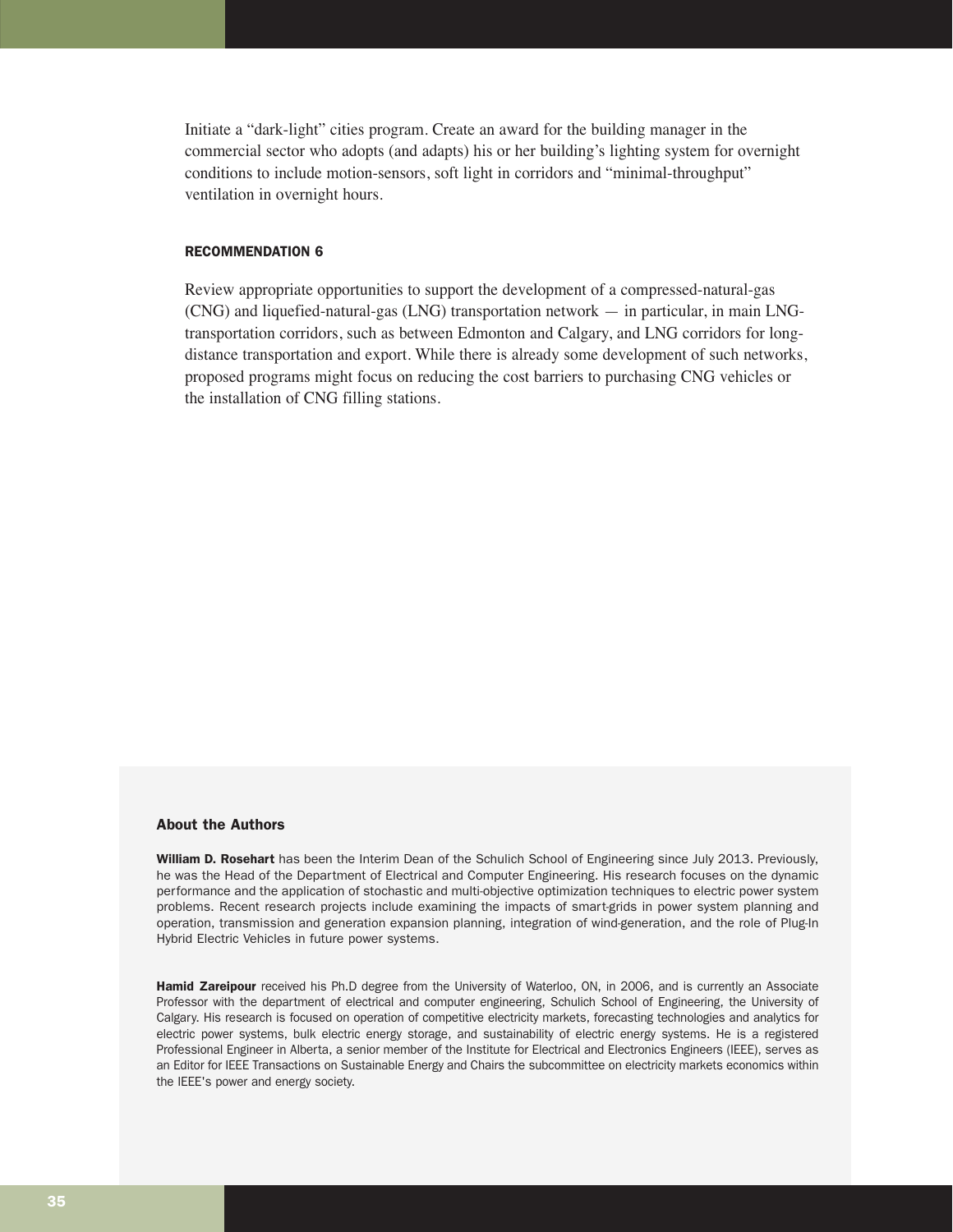Initiate a "dark-light" cities program. Create an award for the building manager in the commercial sector who adopts (and adapts) his or her building's lighting system for overnight conditions to include motion-sensors, soft light in corridors and "minimal-throughput" ventilation in overnight hours.

#### RECOMMENDATION 6

Review appropriate opportunities to support the development of a compressed-natural-gas (CNG) and liquefied-natural-gas (LNG) transportation network — in particular, in main LNG-transportation corridors, such as between Edmonton and Calgary, and LNG corridors for long-distance transportation and export. While there is already some development of such networks, proposed programs might focus on reducing the cost barriers to purchasing CNG vehicles or the installation of CNG filling stations.

### About the Authors

**William D. Rosehart** has been the Interim Dean of the Schulich School of Engineering since July 2013. Previously, he was the Head of the Department of Electrical and Computer Engineering. His research focuses on the dynamic performance and the application of stochastic and multi-objective optimization techniques to electric power system problems. Recent research projects include examining the impacts of smart-grids in power system planning and operation, transmission and generation expansion planning, integration of wind-generation, and the role of Plug-In Hybrid Electric Vehicles in future power systems.

**Hamid Zareipour** received his Ph.D degree from the University of Waterloo, ON, in 2006, and is currently an Associate Professor with the department of electrical and computer engineering, Schulich School of Engineering, the University of Calgary. His research is focused on operation of competitive electricity markets, forecasting technologies and analytics for electric power systems, bulk electric energy storage, and sustainability of electric energy systems. He is a registered Professional Engineer in Alberta, a senior member of the Institute for Electrical and Electronics Engineers (IEEE), serves as an Editor for IEEE Transactions on Sustainable Energy and Chairs the subcommittee on electricity markets economics within the IEEE's power and energy society.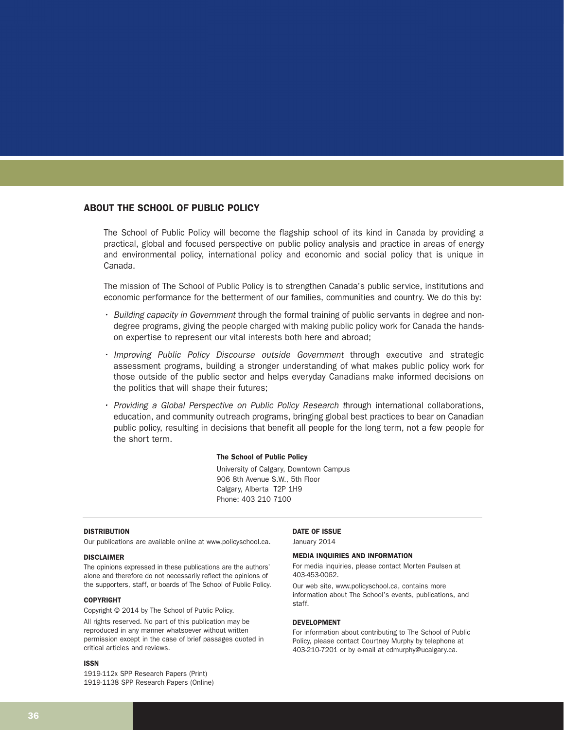## ABOUT THE SCHOOL OF PUBLIC POLICY

The School of Public Policy will become the flagship school of its kind in Canada by providing a practical, global and focused perspective on public policy analysis and practice in areas of energy and environmental policy, international policy and economic and social policy that is unique in Canada.

The mission of The School of Public Policy is to strengthen Canada's public service, institutions and economic performance for the betterment of our families, communities and country. We do this by:

- *Building capacity in Government* through the formal training of public servants in degree and non-degree programs, giving the people charged with making public policy work for Canada the hands-on expertise to represent our vital interests both here and abroad;
- *Improving Public Policy Discourse outside Government* through executive and strategic assessment programs, building a stronger understanding of what makes public policy work for those outside of the public sector and helps everyday Canadians make informed decisions on the politics that will shape their futures;
- *Providing a Global Perspective on Public Policy Research* through international collaborations, education, and community outreach programs, bringing global best practices to bear on Canadian public policy, resulting in decisions that benefit all people for the long term, not a few people for the short term.

**The School of Public Policy**
University of Calgary, Downtown Campus
906 8th Avenue S.W., 5th Floor
Calgary, Alberta T2P 1H9
Phone: 403 210 7100

**DISTRIBUTION**
Our publications are available online at www.policyschool.ca.

**DISCLAIMER**
The opinions expressed in these publications are the authors' alone and therefore do not necessarily reflect the opinions of the supporters, staff, or boards of The School of Public Policy.

**COPYRIGHT**
Copyright © 2014 by The School of Public Policy.

All rights reserved. No part of this publication may be reproduced in any manner whatsoever without written permission except in the case of brief passages quoted in critical articles and reviews.

**ISSN**
1919-112x SPP Research Papers (Print)
1919-1138 SPP Research Papers (Online)

**DATE OF ISSUE**
January 2014

**MEDIA INQUIRIES AND INFORMATION**
For media inquiries, please contact Morten Paulsen at 403-453-0062.

Our web site, www.policyschool.ca, contains more information about The School's events, publications, and staff.

**DEVELOPMENT**
For information about contributing to The School of Public Policy, please contact Courtney Murphy by telephone at 403-210-7201 or by e-mail at cdmurphy@ucalgary.ca.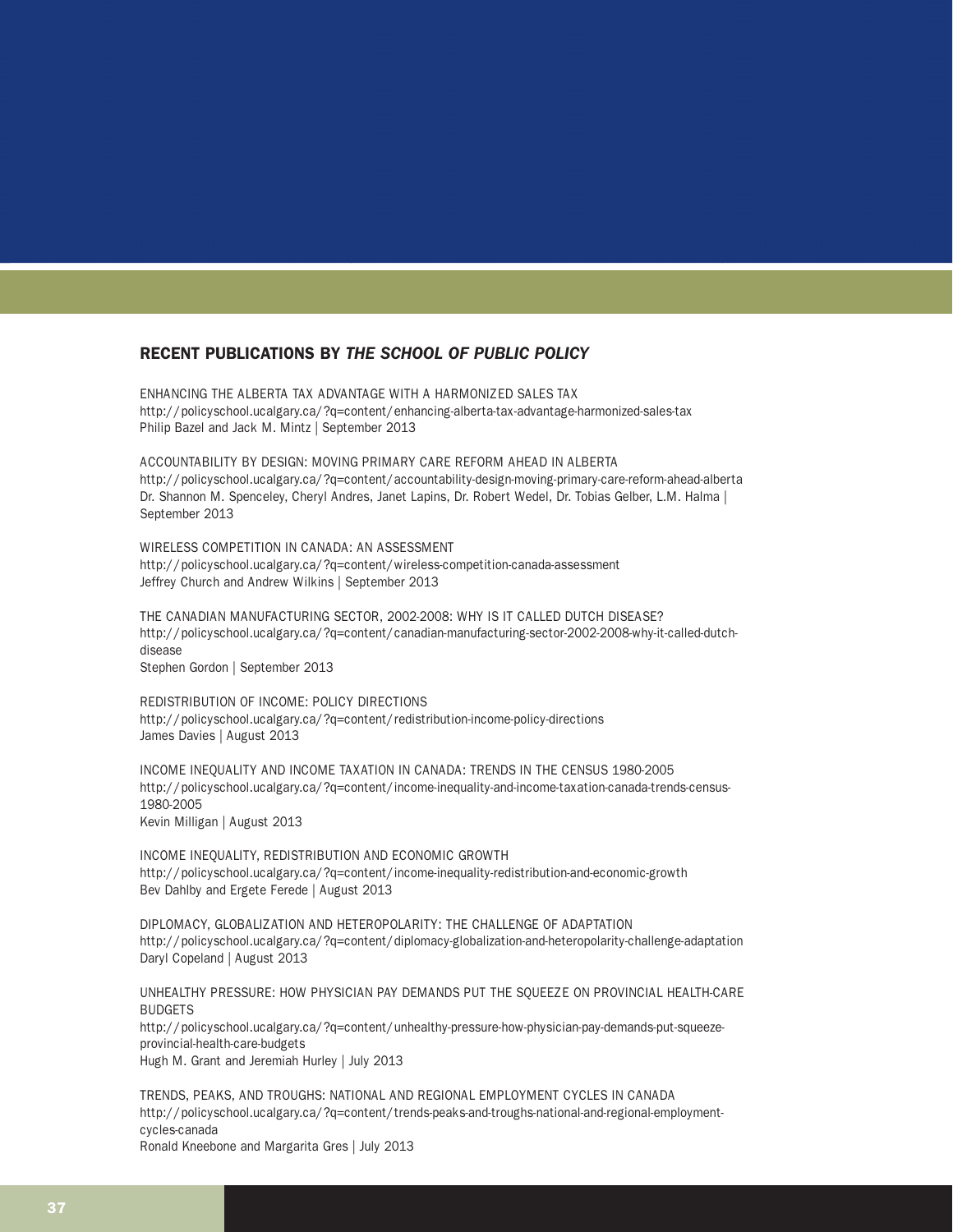## RECENT PUBLICATIONS BY *THE SCHOOL OF PUBLIC POLICY*

ENHANCING THE ALBERTA TAX ADVANTAGE WITH A HARMONIZED SALES TAX
http://policyschool.ucalgary.ca/?q=content/enhancing-alberta-tax-advantage-harmonized-sales-tax
Philip Bazel and Jack M. Mintz | September 2013

ACCOUNTABILITY BY DESIGN: MOVING PRIMARY CARE REFORM AHEAD IN ALBERTA
http://policyschool.ucalgary.ca/?q=content/accountability-design-moving-primary-care-reform-ahead-alberta
Dr. Shannon M. Spenceley, Cheryl Andres, Janet Lapins, Dr. Robert Wedel, Dr. Tobias Gelber, L.M. Halma | September 2013

WIRELESS COMPETITION IN CANADA: AN ASSESSMENT
http://policyschool.ucalgary.ca/?q=content/wireless-competition-canada-assessment
Jeffrey Church and Andrew Wilkins | September 2013

THE CANADIAN MANUFACTURING SECTOR, 2002-2008: WHY IS IT CALLED DUTCH DISEASE?
http://policyschool.ucalgary.ca/?q=content/canadian-manufacturing-sector-2002-2008-why-it-called-dutch-disease
Stephen Gordon | September 2013

REDISTRIBUTION OF INCOME: POLICY DIRECTIONS
http://policyschool.ucalgary.ca/?q=content/redistribution-income-policy-directions
James Davies | August 2013

INCOME INEQUALITY AND INCOME TAXATION IN CANADA: TRENDS IN THE CENSUS 1980-2005
http://policyschool.ucalgary.ca/?q=content/income-inequality-and-income-taxation-canada-trends-census-1980-2005
Kevin Milligan | August 2013

INCOME INEQUALITY, REDISTRIBUTION AND ECONOMIC GROWTH
http://policyschool.ucalgary.ca/?q=content/income-inequality-redistribution-and-economic-growth
Bev Dahlby and Ergete Ferede | August 2013

DIPLOMACY, GLOBALIZATION AND HETEROPOLARITY: THE CHALLENGE OF ADAPTATION
http://policyschool.ucalgary.ca/?q=content/diplomacy-globalization-and-heteropolarity-challenge-adaptation
Daryl Copeland | August 2013

UNHEALTHY PRESSURE: HOW PHYSICIAN PAY DEMANDS PUT THE SQUEEZE ON PROVINCIAL HEALTH-CARE BUDGETS
http://policyschool.ucalgary.ca/?q=content/unhealthy-pressure-how-physician-pay-demands-put-squeeze-provincial-health-care-budgets
Hugh M. Grant and Jeremiah Hurley | July 2013

TRENDS, PEAKS, AND TROUGHS: NATIONAL AND REGIONAL EMPLOYMENT CYCLES IN CANADA
http://policyschool.ucalgary.ca/?q=content/trends-peaks-and-troughs-national-and-regional-employment-cycles-canada
Ronald Kneebone and Margarita Gres | July 2013